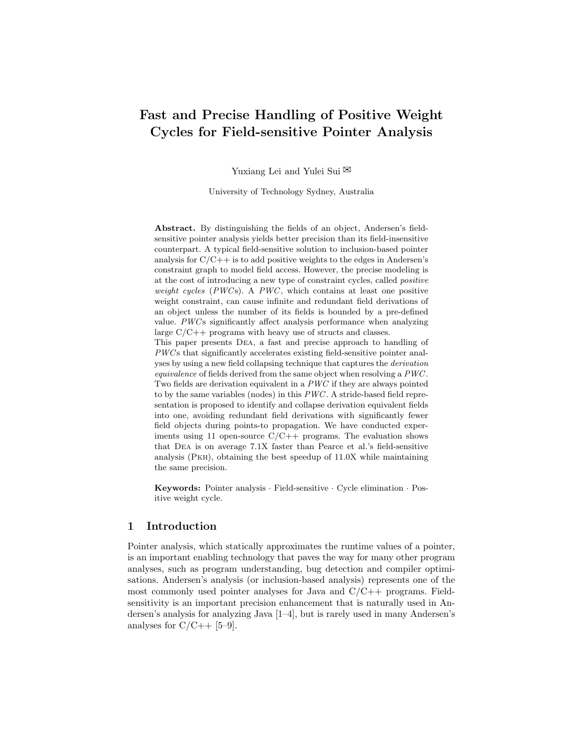# Fast and Precise Handling of Positive Weight Cycles for Field-sensitive Pointer Analysis

Yuxiang Lei and Yulei Sui ✉

University of Technology Sydney, Australia

**Abstract.** By distinguishing the fields of an object, Andersen's field-sensitive pointer analysis yields better precision than its field-insensitive counterpart. A typical field-sensitive solution to inclusion-based pointer analysis for C/C++ is to add positive weights to the edges in Andersen's constraint graph to model field access. However, the precise modeling is at the cost of introducing a new type of constraint cycles, called *positive weight cycles* (*PWC*s). A *PWC*, which contains at least one positive weight constraint, can cause infinite and redundant field derivations of an object unless the number of its fields is bounded by a pre-defined value. *PWC*s significantly affect analysis performance when analyzing large C/C++ programs with heavy use of structs and classes.

This paper presents Dea, a fast and precise approach to handling of *PWC*s that significantly accelerates existing field-sensitive pointer analyses by using a new field collapsing technique that captures the *derivation equivalence* of fields derived from the same object when resolving a *PWC*. Two fields are derivation equivalent in a *PWC* if they are always pointed to by the same variables (nodes) in this *PWC*. A stride-based field representation is proposed to identify and collapse derivation equivalent fields into one, avoiding redundant field derivations with significantly fewer field objects during points-to propagation. We have conducted experiments using 11 open-source C/C++ programs. The evaluation shows that Dea is on average 7.1X faster than Pearce et al.'s field-sensitive analysis (Pkh), obtaining the best speedup of 11.0X while maintaining the same precision.

**Keywords:** Pointer analysis · Field-sensitive · Cycle elimination · Positive weight cycle.

## 1 Introduction

Pointer analysis, which statically approximates the runtime values of a pointer, is an important enabling technology that paves the way for many other program analyses, such as program understanding, bug detection and compiler optimisations. Andersen's analysis (or inclusion-based analysis) represents one of the most commonly used pointer analyses for Java and C/C++ programs. Field-sensitivity is an important precision enhancement that is naturally used in Andersen's analysis for analyzing Java [1–4], but is rarely used in many Andersen's analyses for C/C++ [5–9].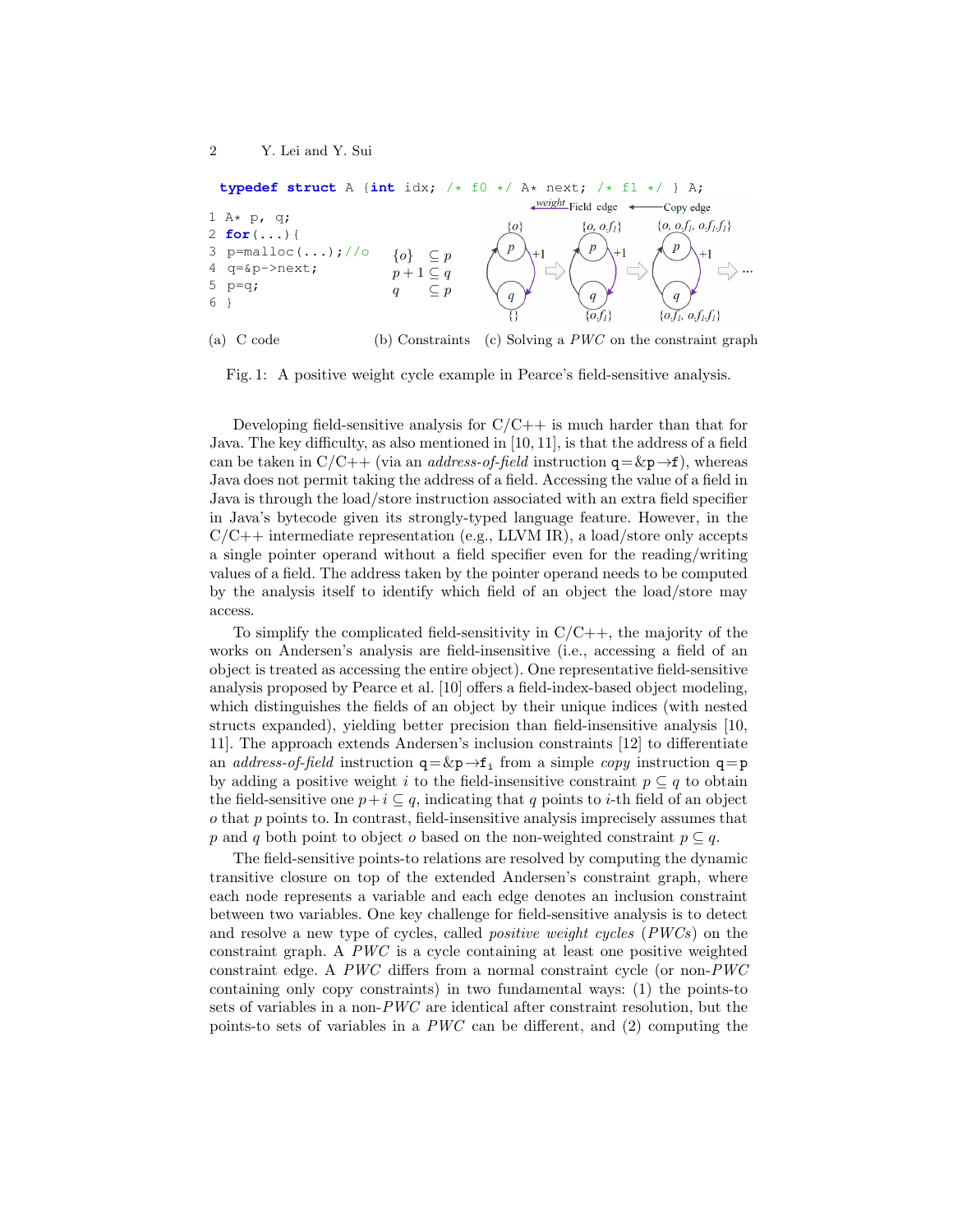```
typedef struct A {int idx; /* f0 */ A* next; /* f1 */ } A;

1 A* p, q;
2 for(...){
3 p=malloc(...);//o
4 q=&p->next;
5 p=q;
6 }
```

(a) C code

$$\{o\} \subseteq p$$
$$p+1 \subseteq q$$
$$q \subseteq p$$

(b) Constraints

(c) Solving a *PWC* on the constraint graph

Fig. 1: A positive weight cycle example in Pearce's field-sensitive analysis.

Developing field-sensitive analysis for C/C++ is much harder than that for Java. The key difficulty, as also mentioned in [10, 11], is that the address of a field can be taken in C/C++ (via an *address-of-field* instruction q=&p→f), whereas Java does not permit taking the address of a field. Accessing the value of a field in Java is through the load/store instruction associated with an extra field specifier in Java's bytecode given its strongly-typed language feature. However, in the C/C++ intermediate representation (e.g., LLVM IR), a load/store only accepts a single pointer operand without a field specifier even for the reading/writing values of a field. The address taken by the pointer operand needs to be computed by the analysis itself to identify which field of an object the load/store may access.

To simplify the complicated field-sensitivity in C/C++, the majority of the works on Andersen's analysis are field-insensitive (i.e., accessing a field of an object is treated as accessing the entire object). One representative field-sensitive analysis proposed by Pearce et al. [10] offers a field-index-based object modeling, which distinguishes the fields of an object by their unique indices (with nested structs expanded), yielding better precision than field-insensitive analysis [10, 11]. The approach extends Andersen's inclusion constraints [12] to differentiate an *address-of-field* instruction $q=\&p\rightarrow f_i$ from a simple *copy* instruction q=p by adding a positive weight $i$ to the field-insensitive constraint $p \subseteq q$ to obtain the field-sensitive one $p+i \subseteq q$, indicating that $q$ points to $i$-th field of an object $o$ that $p$ points to. In contrast, field-insensitive analysis imprecisely assumes that $p$ and $q$ both point to object $o$ based on the non-weighted constraint $p \subseteq q$.

The field-sensitive points-to relations are resolved by computing the dynamic transitive closure on top of the extended Andersen's constraint graph, where each node represents a variable and each edge denotes an inclusion constraint between two variables. One key challenge for field-sensitive analysis is to detect and resolve a new type of cycles, called *positive weight cycles* (*PWCs*) on the constraint graph. A *PWC* is a cycle containing at least one positive weighted constraint edge. A *PWC* differs from a normal constraint cycle (or non-*PWC* containing only copy constraints) in two fundamental ways: (1) the points-to sets of variables in a non-*PWC* are identical after constraint resolution, but the points-to sets of variables in a *PWC* can be different, and (2) computing the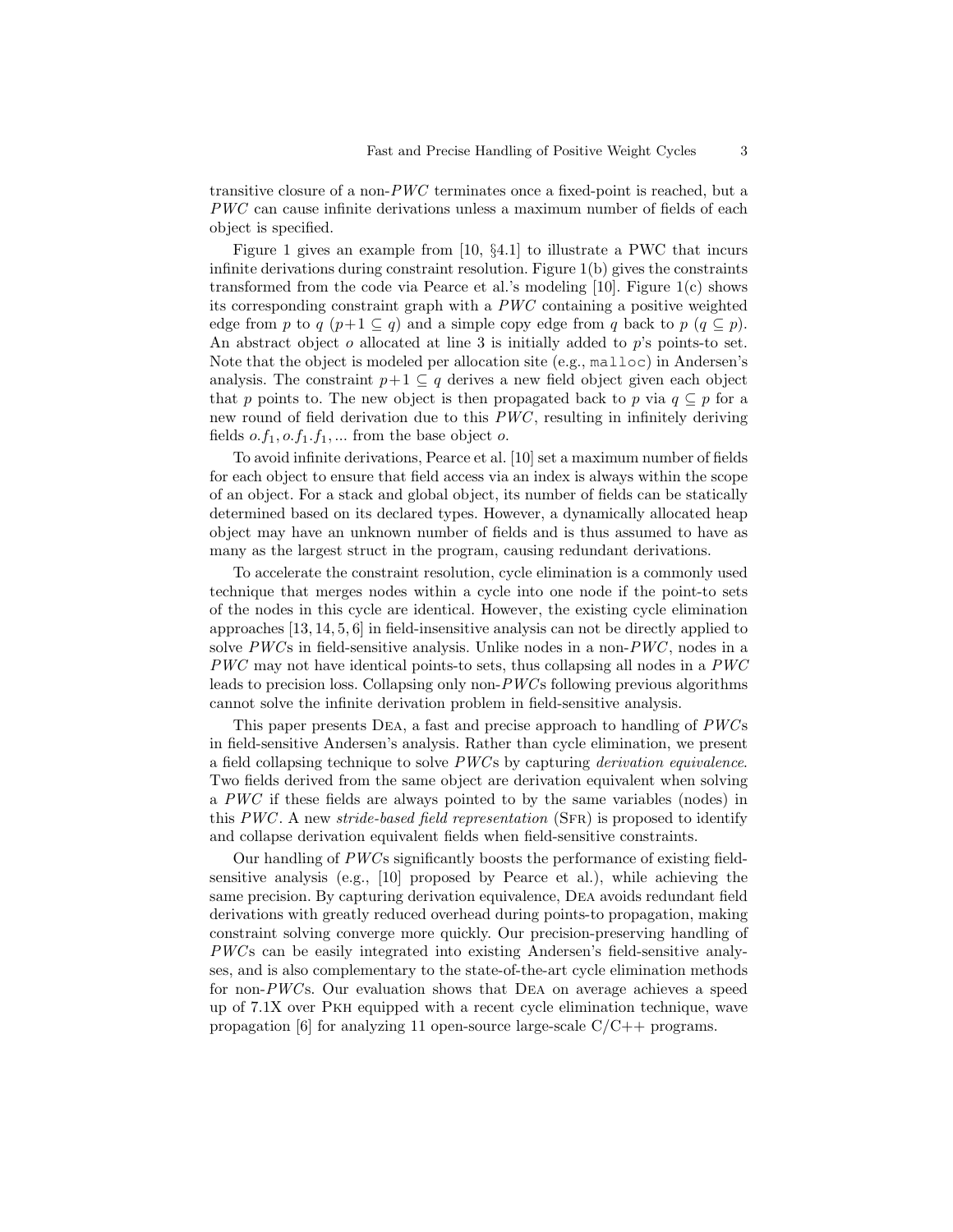transitive closure of a non-$PWC$ terminates once a fixed-point is reached, but a $PWC$ can cause infinite derivations unless a maximum number of fields of each object is specified.

Figure 1 gives an example from [10, §4.1] to illustrate a PWC that incurs infinite derivations during constraint resolution. Figure 1(b) gives the constraints transformed from the code via Pearce et al.'s modeling [10]. Figure 1(c) shows its corresponding constraint graph with a $PWC$ containing a positive weighted edge from $p$ to $q$ ($p+1 \subseteq q$) and a simple copy edge from $q$ back to $p$ ($q \subseteq p$). An abstract object $o$ allocated at line 3 is initially added to $p$'s points-to set. Note that the object is modeled per allocation site (e.g., `malloc`) in Andersen's analysis. The constraint $p+1 \subseteq q$ derives a new field object given each object that $p$ points to. The new object is then propagated back to $p$ via $q \subseteq p$ for a new round of field derivation due to this $PWC$, resulting in infinitely deriving fields $o.f_1, o.f_1.f_1, ...$ from the base object $o$.

To avoid infinite derivations, Pearce et al. [10] set a maximum number of fields for each object to ensure that field access via an index is always within the scope of an object. For a stack and global object, its number of fields can be statically determined based on its declared types. However, a dynamically allocated heap object may have an unknown number of fields and is thus assumed to have as many as the largest struct in the program, causing redundant derivations.

To accelerate the constraint resolution, cycle elimination is a commonly used technique that merges nodes within a cycle into one node if the point-to sets of the nodes in this cycle are identical. However, the existing cycle elimination approaches [13, 14, 5, 6] in field-insensitive analysis can not be directly applied to solve $PWC$s in field-sensitive analysis. Unlike nodes in a non-$PWC$, nodes in a $PWC$ may not have identical points-to sets, thus collapsing all nodes in a $PWC$ leads to precision loss. Collapsing only non-$PWC$s following previous algorithms cannot solve the infinite derivation problem in field-sensitive analysis.

This paper presents Dea, a fast and precise approach to handling of $PWC$s in field-sensitive Andersen's analysis. Rather than cycle elimination, we present a field collapsing technique to solve $PWC$s by capturing *derivation equivalence.* Two fields derived from the same object are derivation equivalent when solving a $PWC$ if these fields are always pointed to by the same variables (nodes) in this $PWC$. A new *stride-based field representation* (Sfr) is proposed to identify and collapse derivation equivalent fields when field-sensitive constraints.

Our handling of $PWC$s significantly boosts the performance of existing field-sensitive analysis (e.g., [10] proposed by Pearce et al.), while achieving the same precision. By capturing derivation equivalence, Dea avoids redundant field derivations with greatly reduced overhead during points-to propagation, making constraint solving converge more quickly. Our precision-preserving handling of $PWC$s can be easily integrated into existing Andersen's field-sensitive analyses, and is also complementary to the state-of-the-art cycle elimination methods for non-$PWC$s. Our evaluation shows that Dea on average achieves a speed up of 7.1X over Pkh equipped with a recent cycle elimination technique, wave propagation [6] for analyzing 11 open-source large-scale C/C++ programs.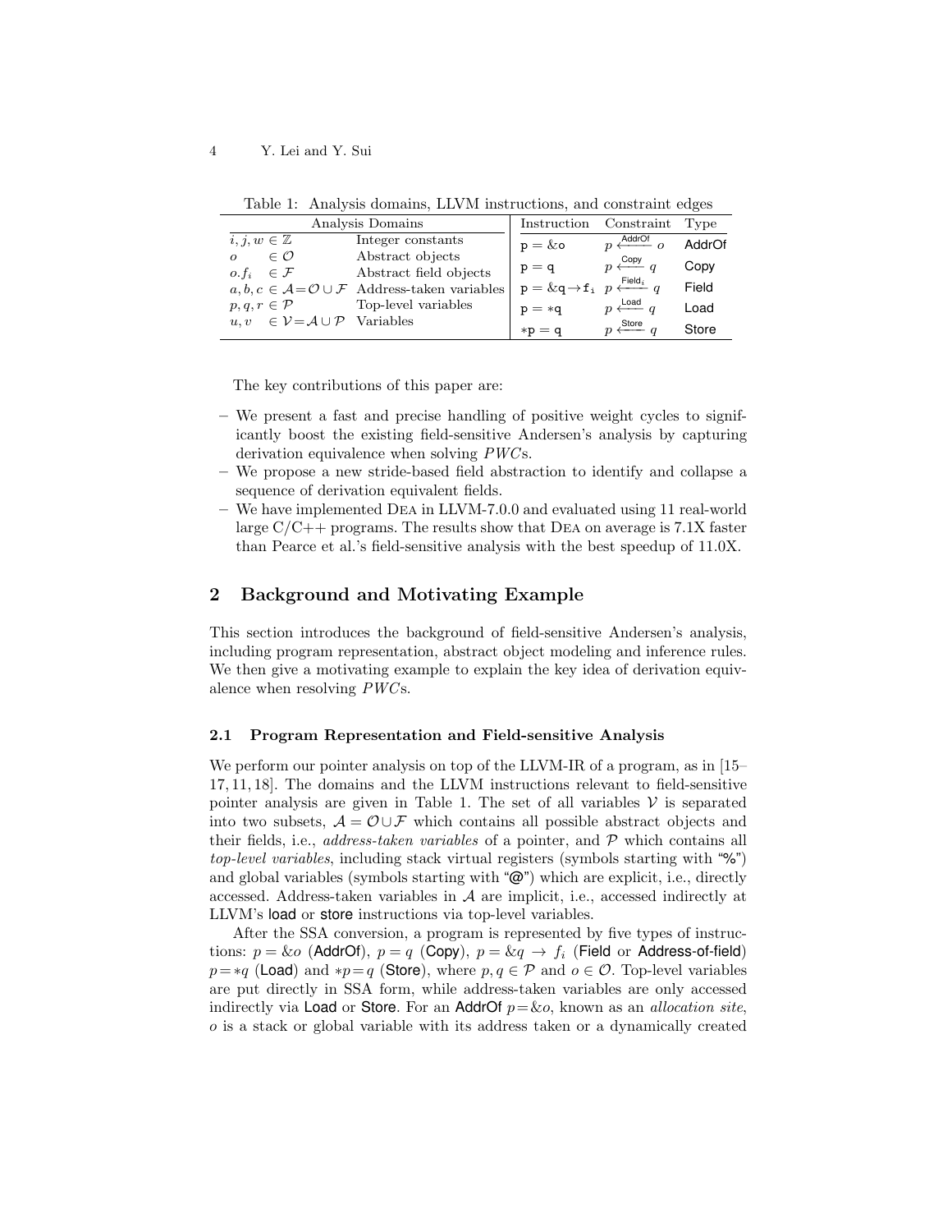Table 1: Analysis domains, LLVM instructions, and constraint edges

| Analysis Domains | | Instruction | Constraint | Type |
|---|---|---|---|---|
| $i, j, w \in \mathbb{Z}$ | Integer constants | $\texttt{p} = \&\texttt{o}$ | $p \xleftarrow{\text{AddrOf}} o$ | AddrOf |
| $o \quad \in \mathcal{O}$ | Abstract objects | $\texttt{p} = \texttt{q}$ | $p \xleftarrow{\text{Copy}} q$ | Copy |
| $o.f_i \quad \in \mathcal{F}$ | Abstract field objects | $\texttt{p} = \&\texttt{q} \rightarrow \texttt{f}_\texttt{i}$ | $p \xleftarrow{\text{Field}_i} q$ | Field |
| $a, b, c \in \mathcal{A} = \mathcal{O} \cup \mathcal{F}$ | Address-taken variables | $\texttt{p} = *\texttt{q}$ | $p \xleftarrow{\text{Load}} q$ | Load |
| $p, q, r \in \mathcal{P}$ | Top-level variables | $*\texttt{p} = \texttt{q}$ | $p \xleftarrow{\text{Store}} q$ | Store |
| $u, v \quad \in \mathcal{V} = \mathcal{A} \cup \mathcal{P}$ | Variables | | | |

The key contributions of this paper are:

- We present a fast and precise handling of positive weight cycles to significantly boost the existing field-sensitive Andersen's analysis by capturing derivation equivalence when solving *PWC*s.
- We propose a new stride-based field abstraction to identify and collapse a sequence of derivation equivalent fields.
- We have implemented Dea in LLVM-7.0.0 and evaluated using 11 real-world large C/C++ programs. The results show that Dea on average is 7.1X faster than Pearce et al.'s field-sensitive analysis with the best speedup of 11.0X.

## 2 Background and Motivating Example

This section introduces the background of field-sensitive Andersen's analysis, including program representation, abstract object modeling and inference rules. We then give a motivating example to explain the key idea of derivation equivalence when resolving *PWC*s.

### 2.1 Program Representation and Field-sensitive Analysis

We perform our pointer analysis on top of the LLVM-IR of a program, as in [15–17, 11, 18]. The domains and the LLVM instructions relevant to field-sensitive pointer analysis are given in Table 1. The set of all variables $\mathcal{V}$ is separated into two subsets, $\mathcal{A} = \mathcal{O} \cup \mathcal{F}$ which contains all possible abstract objects and their fields, i.e., *address-taken variables* of a pointer, and $\mathcal{P}$ which contains all *top-level variables*, including stack virtual registers (symbols starting with "%") and global variables (symbols starting with "@") which are explicit, i.e., directly accessed. Address-taken variables in $\mathcal{A}$ are implicit, i.e., accessed indirectly at LLVM's load or store instructions via top-level variables.

After the SSA conversion, a program is represented by five types of instructions: $p = \&o$ (AddrOf), $p = q$ (Copy), $p = \&q \rightarrow f_i$ (Field or Address-of-field) $p = *q$ (Load) and $*p = q$ (Store), where $p, q \in \mathcal{P}$ and $o \in \mathcal{O}$. Top-level variables are put directly in SSA form, while address-taken variables are only accessed indirectly via Load or Store. For an AddrOf $p = \&o$, known as an *allocation site*, $o$ is a stack or global variable with its address taken or a dynamically created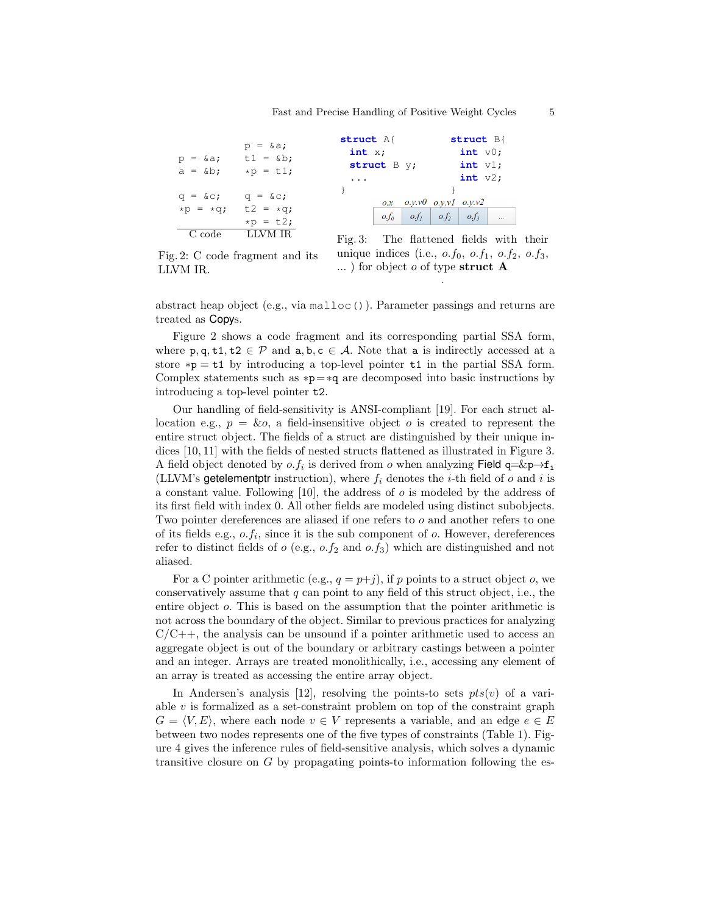```
              p = &a;
p = &a;       t1 = &b;
a = &b;       *p = t1;

q = &c;       q = &c;
*p = *q;      t2 = *q;
              *p = t2;
  C code      LLVM IR
```

Fig. 2: C code fragment and its LLVM IR.

```
struct A{               struct B{
  int x;                  int v0;
  struct B y;             int v1;
  ...                     int v2;
}                       }
```

| $o.x$ | $o.y.v0$ | $o.y.v1$ | $o.y.v2$ | |
|---|---|---|---|---|
| $o.f_0$ | $o.f_1$ | $o.f_2$ | $o.f_3$ | ... |

Fig. 3: The flattened fields with their unique indices (i.e., $o.f_0$, $o.f_1$, $o.f_2$, $o.f_3$, ... ) for object $o$ of type **struct A**

abstract heap object (e.g., via `malloc()`). Parameter passings and returns are treated as Copys.

Figure 2 shows a code fragment and its corresponding partial SSA form, where $\texttt{p}, \texttt{q}, \texttt{t1}, \texttt{t2} \in \mathcal{P}$ and $\texttt{a}, \texttt{b}, \texttt{c} \in \mathcal{A}$. Note that `a` is indirectly accessed at a store $*\texttt{p} = \texttt{t1}$ by introducing a top-level pointer `t1` in the partial SSA form. Complex statements such as $*\texttt{p} = *\texttt{q}$ are decomposed into basic instructions by introducing a top-level pointer `t2`.

Our handling of field-sensitivity is ANSI-compliant [19]. For each struct allocation e.g., $p = \&o$, a field-insensitive object $o$ is created to represent the entire struct object. The fields of a struct are distinguished by their unique indices [10, 11] with the fields of nested structs flattened as illustrated in Figure 3. A field object denoted by $o.f_i$ is derived from $o$ when analyzing Field $\texttt{q}{=}\&\texttt{p}{\rightarrow}\texttt{f}_\texttt{i}$ (LLVM's getelementptr instruction), where $f_i$ denotes the $i$-th field of $o$ and $i$ is a constant value. Following [10], the address of $o$ is modeled by the address of its first field with index 0. All other fields are modeled using distinct subobjects. Two pointer dereferences are aliased if one refers to $o$ and another refers to one of its fields e.g., $o.f_i$, since it is the sub component of $o$. However, dereferences refer to distinct fields of $o$ (e.g., $o.f_2$ and $o.f_3$) which are distinguished and not aliased.

For a C pointer arithmetic (e.g., $q = p{+}j$), if $p$ points to a struct object $o$, we conservatively assume that $q$ can point to any field of this struct object, i.e., the entire object $o$. This is based on the assumption that the pointer arithmetic is not across the boundary of the object. Similar to previous practices for analyzing C/C++, the analysis can be unsound if a pointer arithmetic used to access an aggregate object is out of the boundary or arbitrary castings between a pointer and an integer. Arrays are treated monolithically, i.e., accessing any element of an array is treated as accessing the entire array object.

In Andersen's analysis [12], resolving the points-to sets $pts(v)$ of a variable $v$ is formalized as a set-constraint problem on top of the constraint graph $G = \langle V, E \rangle$, where each node $v \in V$ represents a variable, and an edge $e \in E$ between two nodes represents one of the five types of constraints (Table 1). Figure 4 gives the inference rules of field-sensitive analysis, which solves a dynamic transitive closure on $G$ by propagating points-to information following the es-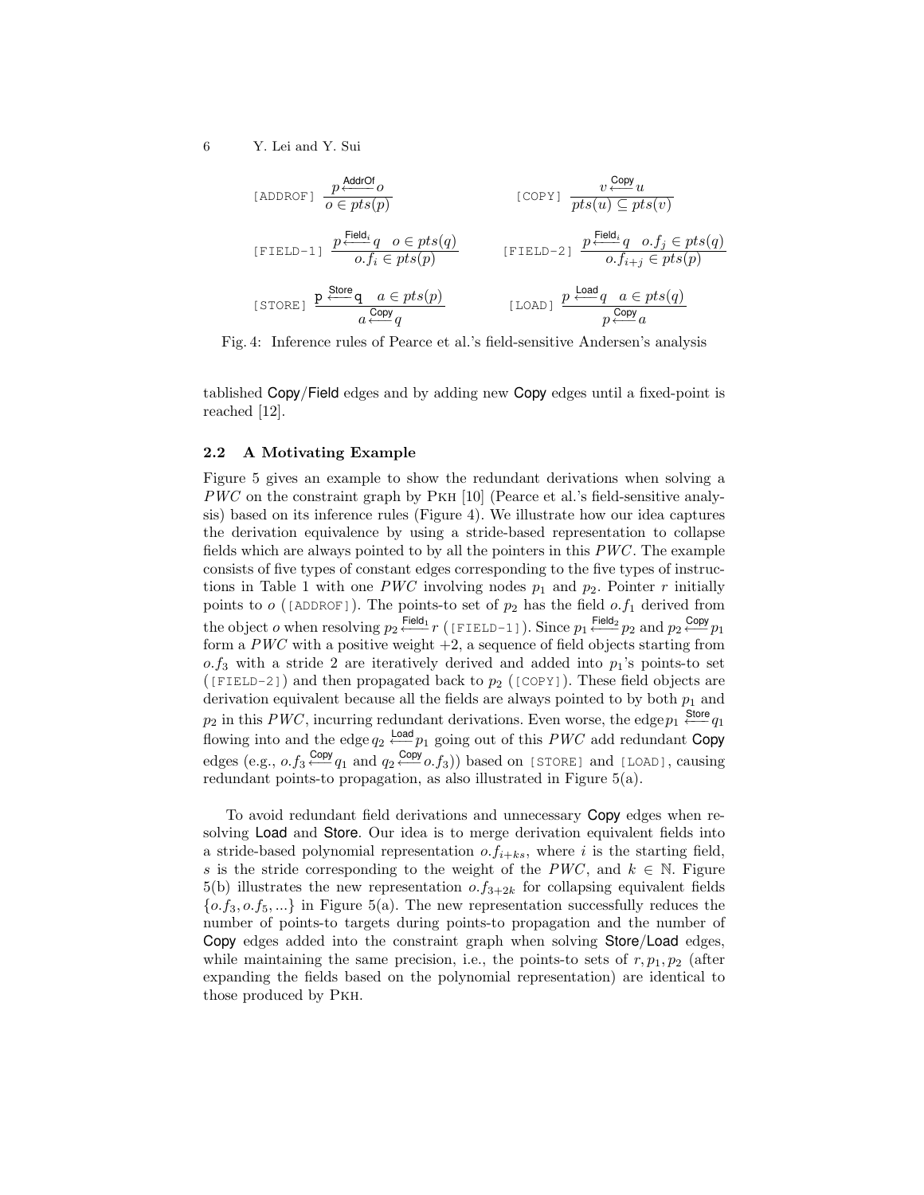$$
\text{[ADDROF]}\ \frac{p \xleftarrow{\textsf{AddrOf}} o}{o \in pts(p)} \qquad \text{[COPY]}\ \frac{v \xleftarrow{\textsf{Copy}} u}{pts(u) \subseteq pts(v)}
$$

$$
\text{[FIELD-1]}\ \frac{p \xleftarrow{\textsf{Field}_i} q \quad o \in pts(q)}{o.f_i \in pts(p)} \qquad \text{[FIELD-2]}\ \frac{p \xleftarrow{\textsf{Field}_i} q \quad o.f_j \in pts(q)}{o.f_{i+j} \in pts(p)}
$$

$$
\text{[STORE]}\ \frac{p \xleftarrow{\textsf{Store}} q \quad a \in pts(p)}{a \xleftarrow{\textsf{Copy}} q} \qquad \text{[LOAD]}\ \frac{p \xleftarrow{\textsf{Load}} q \quad a \in pts(q)}{p \xleftarrow{\textsf{Copy}} a}
$$

Fig. 4: Inference rules of Pearce et al.'s field-sensitive Andersen's analysis

tablished Copy/Field edges and by adding new Copy edges until a fixed-point is reached [12].

### 2.2 A Motivating Example

Figure 5 gives an example to show the redundant derivations when solving a $PWC$ on the constraint graph by PKH [10] (Pearce et al.'s field-sensitive analysis) based on its inference rules (Figure 4). We illustrate how our idea captures the derivation equivalence by using a stride-based representation to collapse fields which are always pointed to by all the pointers in this $PWC$. The example consists of five types of constant edges corresponding to the five types of instructions in Table 1 with one $PWC$ involving nodes $p_1$ and $p_2$. Pointer $r$ initially points to $o$ ([ADDROF]). The points-to set of $p_2$ has the field $o.f_1$ derived from the object $o$ when resolving $p_2 \xleftarrow{\textsf{Field}_1} r$ ([FIELD-1]). Since $p_1 \xleftarrow{\textsf{Field}_2} p_2$ and $p_2 \xleftarrow{\textsf{Copy}} p_1$ form a $PWC$ with a positive weight +2, a sequence of field objects starting from $o.f_3$ with a stride 2 are iteratively derived and added into $p_1$'s points-to set ([FIELD-2]) and then propagated back to $p_2$ ([COPY]). These field objects are derivation equivalent because all the fields are always pointed to by both $p_1$ and $p_2$ in this $PWC$, incurring redundant derivations. Even worse, the edge $p_1 \xleftarrow{\textsf{Store}} q_1$ flowing into and the edge $q_2 \xleftarrow{\textsf{Load}} p_1$ going out of this $PWC$ add redundant Copy edges (e.g., $o.f_3 \xleftarrow{\textsf{Copy}} q_1$ and $q_2 \xleftarrow{\textsf{Copy}} o.f_3$)) based on [STORE] and [LOAD], causing redundant points-to propagation, as also illustrated in Figure 5(a).

To avoid redundant field derivations and unnecessary Copy edges when resolving Load and Store. Our idea is to merge derivation equivalent fields into a stride-based polynomial representation $o.f_{i+ks}$, where $i$ is the starting field, $s$ is the stride corresponding to the weight of the $PWC$, and $k \in \mathbb{N}$. Figure 5(b) illustrates the new representation $o.f_{3+2k}$ for collapsing equivalent fields $\{o.f_3, o.f_5, ...\}$ in Figure 5(a). The new representation successfully reduces the number of points-to targets during points-to propagation and the number of Copy edges added into the constraint graph when solving Store/Load edges, while maintaining the same precision, i.e., the points-to sets of $r, p_1, p_2$ (after expanding the fields based on the polynomial representation) are identical to those produced by PKH.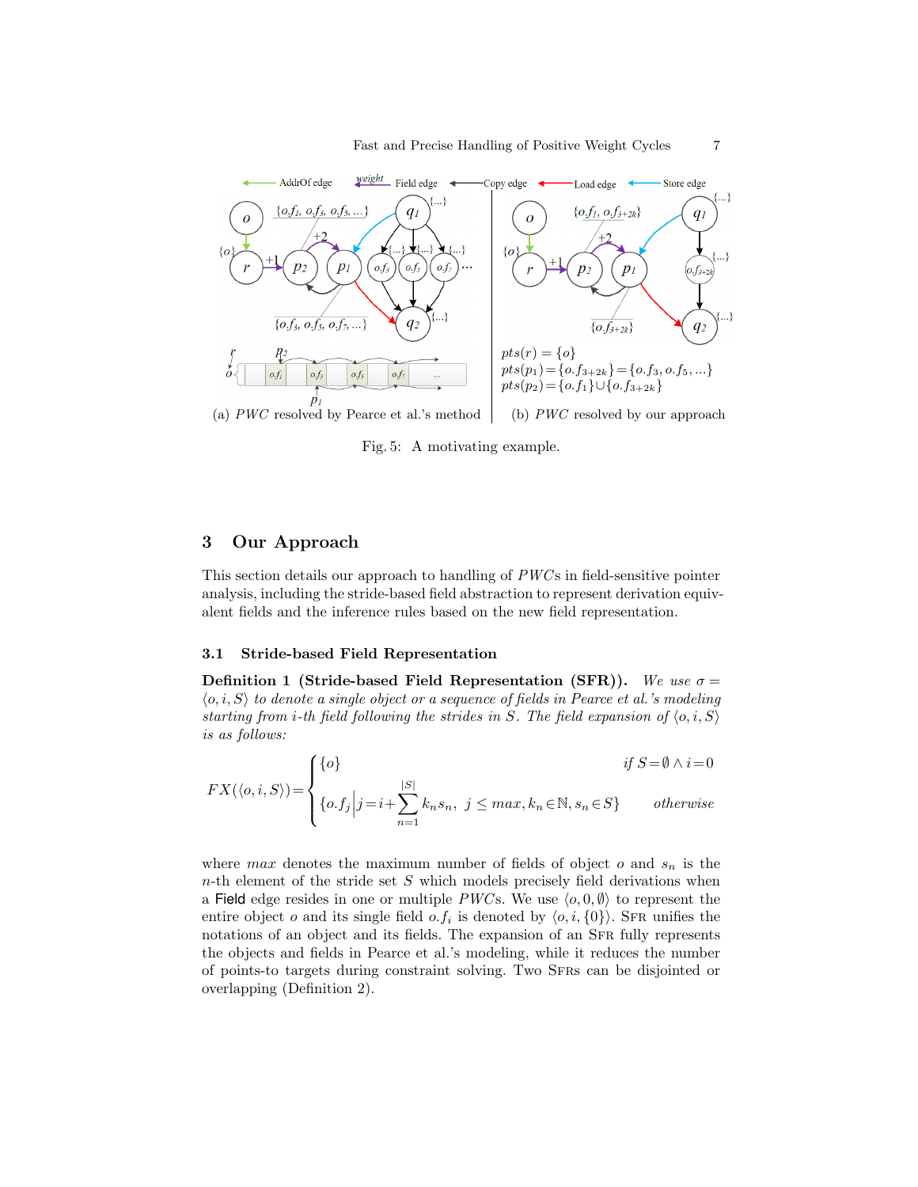(a) *PWC* resolved by Pearce et al.'s method

(b) *PWC* resolved by our approach

$pts(r) = \{o\}$
$pts(p_1) = \{o.f_{3+2k}\} = \{o.f_3, o.f_5, ...\}$
$pts(p_2) = \{o.f_1\} \cup \{o.f_{3+2k}\}$

Fig. 5: A motivating example.

## 3 Our Approach

This section details our approach to handling of *PWC*s in field-sensitive pointer analysis, including the stride-based field abstraction to represent derivation equivalent fields and the inference rules based on the new field representation.

### 3.1 Stride-based Field Representation

**Definition 1 (Stride-based Field Representation (SFR)).** *We use $\sigma = \langle o, i, S\rangle$ to denote a single object or a sequence of fields in Pearce et al.'s modeling starting from i-th field following the strides in S. The field expansion of $\langle o, i, S\rangle$ is as follows:*

$$FX(\langle o, i, S\rangle) = \begin{cases} \{o\} & \text{if } S = \emptyset \wedge i = 0 \\ \{o.f_j \,|\, j = i + \sum_{n=1}^{|S|} k_n s_n,\ j \leq max, k_n \in \mathbb{N}, s_n \in S\} & \text{otherwise} \end{cases}$$

where $max$ denotes the maximum number of fields of object $o$ and $s_n$ is the $n$-th element of the stride set $S$ which models precisely field derivations when a Field edge resides in one or multiple *PWC*s. We use $\langle o, 0, \emptyset\rangle$ to represent the entire object $o$ and its single field $o.f_i$ is denoted by $\langle o, i, \{0\}\rangle$. SFR unifies the notations of an object and its fields. The expansion of an SFR fully represents the objects and fields in Pearce et al.'s modeling, while it reduces the number of points-to targets during constraint solving. Two SFRs can be disjointed or overlapping (Definition 2).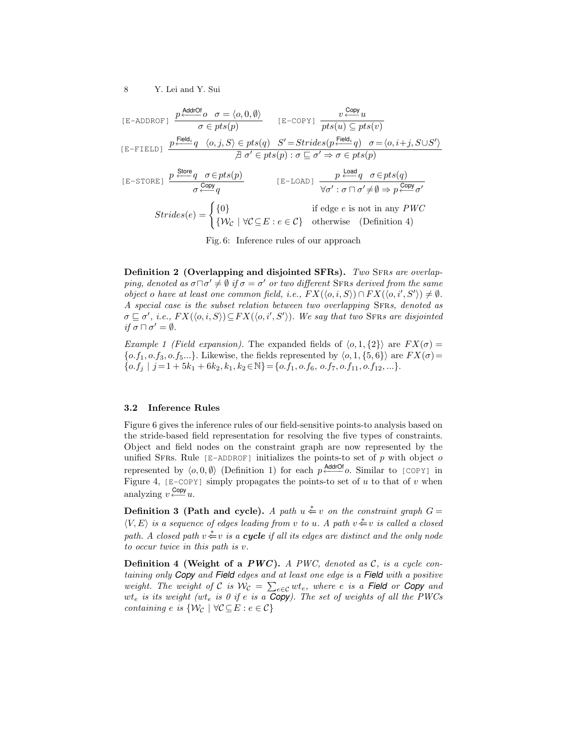$$\text{[E-ADDROF]}\ \frac{p \xleftarrow{\textsf{AddrOf}} o \quad \sigma = \langle o, 0, \emptyset \rangle}{\sigma \in pts(p)} \qquad \text{[E-COPY]}\ \frac{v \xleftarrow{\textsf{Copy}} u}{pts(u) \subseteq pts(v)}$$

$$\text{[E-FIELD]}\ \frac{p \xleftarrow{\textsf{Field}_i} q \quad \langle o, j, S \rangle \in pts(q) \quad S' = Strides(p \xleftarrow{\textsf{Field}_i} q) \quad \sigma = \langle o, i+j, S \cup S' \rangle}{\nexists\ \sigma' \in pts(p) : \sigma \sqsubseteq \sigma' \Rightarrow \sigma \in pts(p)}$$

$$\text{[E-STORE]}\ \frac{p \xleftarrow{\textsf{Store}} q \quad \sigma \in pts(p)}{\sigma \xleftarrow{\textsf{Copy}} q} \qquad \text{[E-LOAD]}\ \frac{p \xleftarrow{\textsf{Load}} q \quad \sigma \in pts(q)}{\forall \sigma' : \sigma \sqcap \sigma' \neq \emptyset \Rightarrow p \xleftarrow{\textsf{Copy}} \sigma'}$$

$$Strides(e) = \begin{cases} \{0\} & \text{if edge } e \text{ is not in any } PWC \\ \{\mathcal{W}_\mathcal{C} \mid \forall \mathcal{C} \subseteq E : e \in \mathcal{C}\} & \text{otherwise} \quad \text{(Definition 4)} \end{cases}$$

Fig. 6: Inference rules of our approach

**Definition 2 (Overlapping and disjointed SFRs).** *Two* SFRs *are overlapping, denoted as $\sigma \sqcap \sigma' \neq \emptyset$ if $\sigma = \sigma'$ or two different* SFRs *derived from the same object $o$ have at least one common field, i.e., $FX(\langle o, i, S \rangle) \cap FX(\langle o, i', S' \rangle) \neq \emptyset$. A special case is the subset relation between two overlapping* SFRs*, denoted as $\sigma \sqsubseteq \sigma'$, i.e., $FX(\langle o, i, S \rangle) \subseteq FX(\langle o, i', S' \rangle)$. We say that two* SFRs *are disjointed if $\sigma \sqcap \sigma' = \emptyset$.*

*Example 1 (Field expansion).* The expanded fields of $\langle o, 1, \{2\} \rangle$ are $FX(\sigma) = \{o.f_1, o.f_3, o.f_5 ...\}$. Likewise, the fields represented by $\langle o, 1, \{5, 6\} \rangle$ are $FX(\sigma) = \{o.f_j \mid j = 1 + 5k_1 + 6k_2, k_1, k_2 \in \mathbb{N}\} = \{o.f_1, o.f_6, o.f_7, o.f_{11}, o.f_{12}, ...\}$.

### 3.2 Inference Rules

Figure 6 gives the inference rules of our field-sensitive points-to analysis based on the stride-based field representation for resolving the five types of constraints. Object and field nodes on the constraint graph are now represented by the unified SFRs. Rule [E-ADDROF] initializes the points-to set of $p$ with object $o$ represented by $\langle o, 0, \emptyset \rangle$ (Definition 1) for each $p \xleftarrow{\textsf{AddrOf}} o$. Similar to [COPY] in Figure 4, [E-COPY] simply propagates the points-to set of $u$ to that of $v$ when analyzing $v \xleftarrow{\textsf{Copy}} u$.

**Definition 3 (Path and cycle).** *A path $u \xLeftarrow{*} v$ on the constraint graph $G = \langle V, E \rangle$ is a sequence of edges leading from $v$ to $u$. A path $v \xLeftarrow{*} v$ is called a closed path. A closed path $v \xLeftarrow{*} v$ is a **cycle** if all its edges are distinct and the only node to occur twice in this path is $v$.*

**Definition 4 (Weight of a *PWC*).** *A PWC, denoted as $\mathcal{C}$, is a cycle containing only **Copy** and **Field** edges and at least one edge is a **Field** with a positive weight. The weight of $\mathcal{C}$ is $\mathcal{W}_\mathcal{C} = \sum_{e \in \mathcal{C}} wt_e$, where $e$ is a **Field** or **Copy** and $wt_e$ is its weight ($wt_e$ is 0 if $e$ is a **Copy**). The set of weights of all the PWCs containing $e$ is $\{\mathcal{W}_\mathcal{C} \mid \forall \mathcal{C} \subseteq E : e \in \mathcal{C}\}$*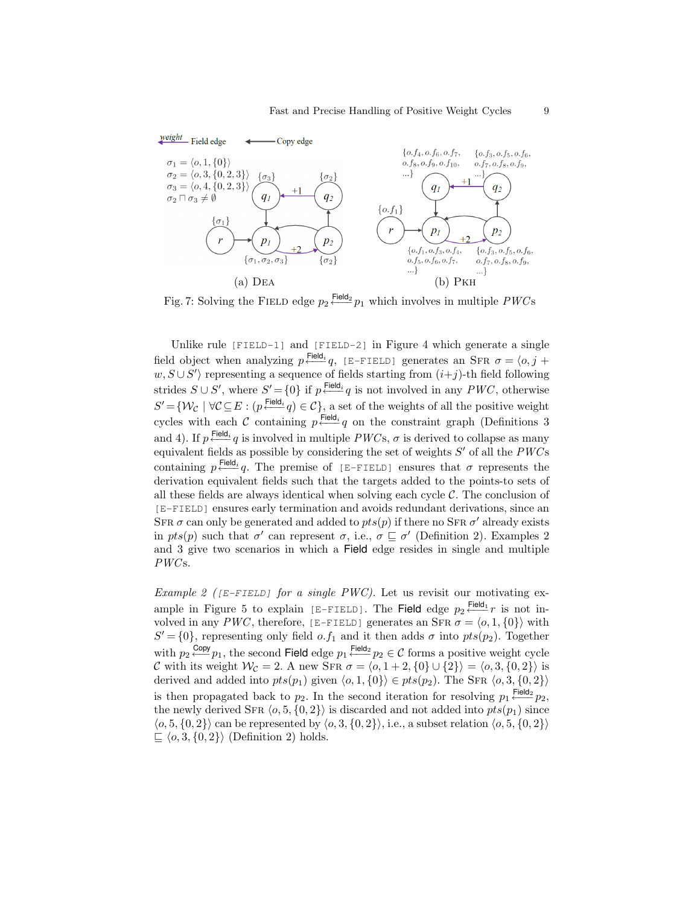Fig. 7: Solving the FIELD edge $p_2 \xleftarrow{\text{Field}_2} p_1$ which involves in multiple $PWC$s

Unlike rule [FIELD-1] and [FIELD-2] in Figure 4 which generate a single field object when analyzing $p \xleftarrow{\text{Field}_i} q$, [E-FIELD] generates an SFR $\sigma = \langle o, j + w, S \cup S' \rangle$ representing a sequence of fields starting from $(i+j)$-th field following strides $S \cup S'$, where $S' = \{0\}$ if $p \xleftarrow{\text{Field}_i} q$ is not involved in any $PWC$, otherwise $S' = \{\mathcal{W}_\mathcal{C} \mid \forall \mathcal{C} \subseteq E : (p \xleftarrow{\text{Field}_i} q) \in \mathcal{C}\}$, a set of the weights of all the positive weight cycles with each $\mathcal{C}$ containing $p \xleftarrow{\text{Field}_i} q$ on the constraint graph (Definitions 3 and 4). If $p \xleftarrow{\text{Field}_i} q$ is involved in multiple $PWC$s, $\sigma$ is derived to collapse as many equivalent fields as possible by considering the set of weights $S'$ of all the $PWC$s containing $p \xleftarrow{\text{Field}_i} q$. The premise of [E-FIELD] ensures that $\sigma$ represents the derivation equivalent fields such that the targets added to the points-to sets of all these fields are always identical when solving each cycle $\mathcal{C}$. The conclusion of [E-FIELD] ensures early termination and avoids redundant derivations, since an SFR $\sigma$ can only be generated and added to $pts(p)$ if there no SFR $\sigma'$ already exists in $pts(p)$ such that $\sigma'$ can represent $\sigma$, i.e., $\sigma \sqsubseteq \sigma'$ (Definition 2). Examples 2 and 3 give two scenarios in which a Field edge resides in single and multiple $PWC$s.

*Example 2 ([E-FIELD] for a single PWC).* Let us revisit our motivating example in Figure 5 to explain [E-FIELD]. The Field edge $p_2 \xleftarrow{\text{Field}_1} r$ is not involved in any $PWC$, therefore, [E-FIELD] generates an SFR $\sigma = \langle o, 1, \{0\} \rangle$ with $S' = \{0\}$, representing only field $o.f_1$ and it then adds $\sigma$ into $pts(p_2)$. Together with $p_2 \xleftarrow{\text{Copy}} p_1$, the second Field edge $p_1 \xleftarrow{\text{Field}_2} p_2 \in \mathcal{C}$ forms a positive weight cycle $\mathcal{C}$ with its weight $\mathcal{W}_\mathcal{C} = 2$. A new SFR $\sigma = \langle o, 1 + 2, \{0\} \cup \{2\} \rangle = \langle o, 3, \{0, 2\} \rangle$ is derived and added into $pts(p_1)$ given $\langle o, 1, \{0\} \rangle \in pts(p_2)$. The SFR $\langle o, 3, \{0, 2\} \rangle$ is then propagated back to $p_2$. In the second iteration for resolving $p_1 \xleftarrow{\text{Field}_2} p_2$, the newly derived SFR $\langle o, 5, \{0, 2\} \rangle$ is discarded and not added into $pts(p_1)$ since $\langle o, 5, \{0, 2\} \rangle$ can be represented by $\langle o, 3, \{0, 2\} \rangle$, i.e., a subset relation $\langle o, 5, \{0, 2\} \rangle \sqsubseteq \langle o, 3, \{0, 2\} \rangle$ (Definition 2) holds.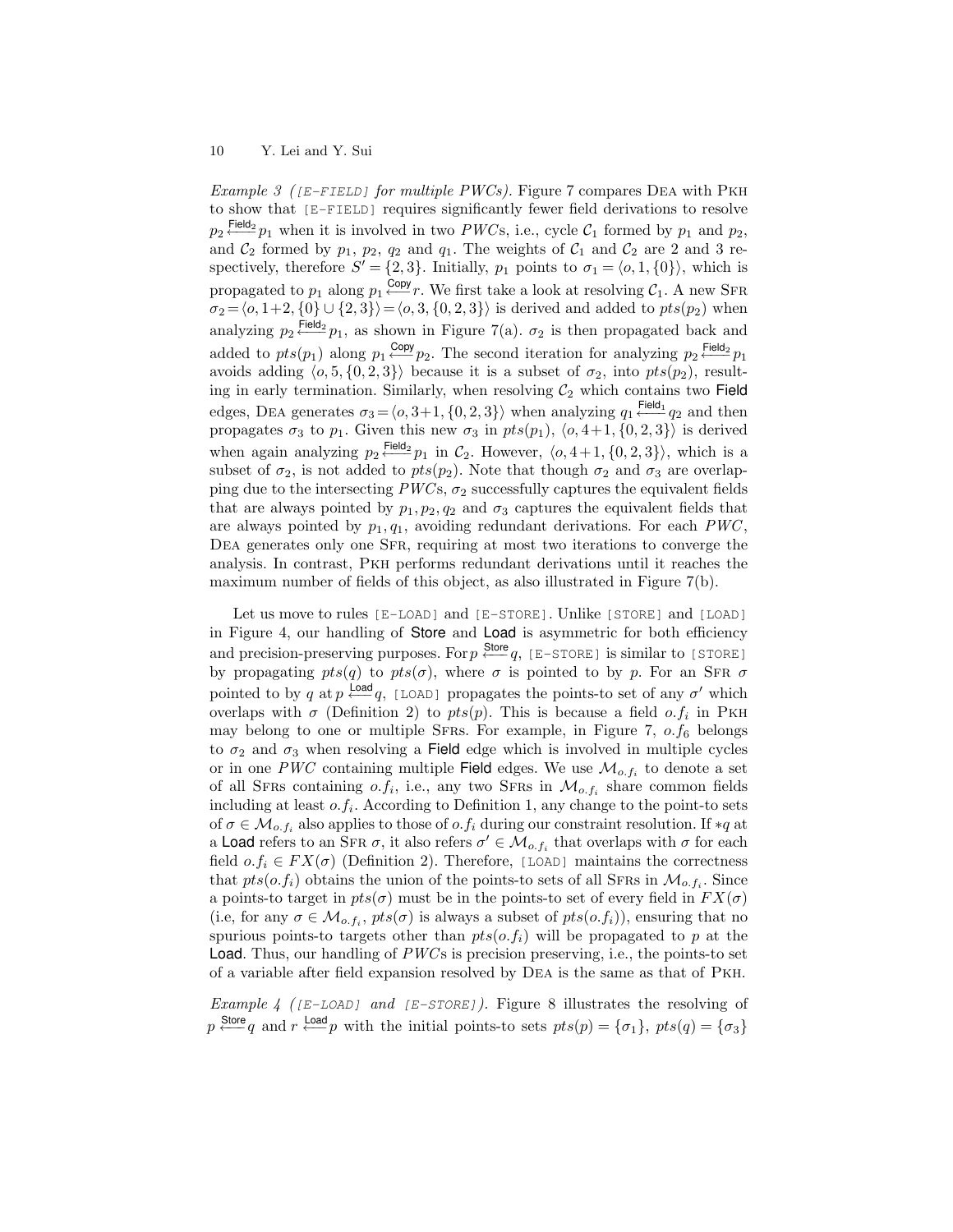*Example 3 ([E-FIELD] for multiple PWCs).* Figure 7 compares DEA with PKH to show that [E-FIELD] requires significantly fewer field derivations to resolve $p_2 \xleftarrow{\text{Field}_2} p_1$ when it is involved in two $PWC$s, i.e., cycle $\mathcal{C}_1$ formed by $p_1$ and $p_2$, and $\mathcal{C}_2$ formed by $p_1$, $p_2$, $q_2$ and $q_1$. The weights of $\mathcal{C}_1$ and $\mathcal{C}_2$ are 2 and 3 respectively, therefore $S' = \{2, 3\}$. Initially, $p_1$ points to $\sigma_1 = \langle o, 1, \{0\}\rangle$, which is propagated to $p_1$ along $p_1 \xleftarrow{\text{Copy}} r$. We first take a look at resolving $\mathcal{C}_1$. A new SFR $\sigma_2 = \langle o, 1{+}2, \{0\} \cup \{2, 3\}\rangle = \langle o, 3, \{0, 2, 3\}\rangle$ is derived and added to $pts(p_2)$ when analyzing $p_2 \xleftarrow{\text{Field}_2} p_1$, as shown in Figure 7(a). $\sigma_2$ is then propagated back and added to $pts(p_1)$ along $p_1 \xleftarrow{\text{Copy}} p_2$. The second iteration for analyzing $p_2 \xleftarrow{\text{Field}_2} p_1$ avoids adding $\langle o, 5, \{0, 2, 3\}\rangle$ because it is a subset of $\sigma_2$, into $pts(p_2)$, resulting in early termination. Similarly, when resolving $\mathcal{C}_2$ which contains two **Field** edges, DEA generates $\sigma_3 = \langle o, 3{+}1, \{0, 2, 3\}\rangle$ when analyzing $q_1 \xleftarrow{\text{Field}_1} q_2$ and then propagates $\sigma_3$ to $p_1$. Given this new $\sigma_3$ in $pts(p_1)$, $\langle o, 4{+}1, \{0, 2, 3\}\rangle$ is derived when again analyzing $p_2 \xleftarrow{\text{Field}_2} p_1$ in $\mathcal{C}_2$. However, $\langle o, 4{+}1, \{0, 2, 3\}\rangle$, which is a subset of $\sigma_2$, is not added to $pts(p_2)$. Note that though $\sigma_2$ and $\sigma_3$ are overlapping due to the intersecting $PWC$s, $\sigma_2$ successfully captures the equivalent fields that are always pointed by $p_1, p_2, q_2$ and $\sigma_3$ captures the equivalent fields that are always pointed by $p_1, q_1$, avoiding redundant derivations. For each $PWC$, DEA generates only one SFR, requiring at most two iterations to converge the analysis. In contrast, PKH performs redundant derivations until it reaches the maximum number of fields of this object, as also illustrated in Figure 7(b).

Let us move to rules [E-LOAD] and [E-STORE]. Unlike [STORE] and [LOAD] in Figure 4, our handling of **Store** and **Load** is asymmetric for both efficiency and precision-preserving purposes. For $p \xleftarrow{\text{Store}} q$, [E-STORE] is similar to [STORE] by propagating $pts(q)$ to $pts(\sigma)$, where $\sigma$ is pointed to by $p$. For an SFR $\sigma$ pointed to by $q$ at $p \xleftarrow{\text{Load}} q$, [LOAD] propagates the points-to set of any $\sigma'$ which overlaps with $\sigma$ (Definition 2) to $pts(p)$. This is because a field $o.f_i$ in PKH may belong to one or multiple SFRs. For example, in Figure 7, $o.f_6$ belongs to $\sigma_2$ and $\sigma_3$ when resolving a **Field** edge which is involved in multiple cycles or in one $PWC$ containing multiple **Field** edges. We use $\mathcal{M}_{o.f_i}$ to denote a set of all SFRs containing $o.f_i$, i.e., any two SFRs in $\mathcal{M}_{o.f_i}$ share common fields including at least $o.f_i$. According to Definition 1, any change to the point-to sets of $\sigma \in \mathcal{M}_{o.f_i}$ also applies to those of $o.f_i$ during our constraint resolution. If $*q$ at a **Load** refers to an SFR $\sigma$, it also refers $\sigma' \in \mathcal{M}_{o.f_i}$ that overlaps with $\sigma$ for each field $o.f_i \in FX(\sigma)$ (Definition 2). Therefore, [LOAD] maintains the correctness that $pts(o.f_i)$ obtains the union of the points-to sets of all SFRs in $\mathcal{M}_{o.f_i}$. Since a points-to target in $pts(\sigma)$ must be in the points-to set of every field in $FX(\sigma)$ (i.e, for any $\sigma \in \mathcal{M}_{o.f_i}$, $pts(\sigma)$ is always a subset of $pts(o.f_i)$), ensuring that no spurious points-to targets other than $pts(o.f_i)$ will be propagated to $p$ at the **Load**. Thus, our handling of $PWC$s is precision preserving, i.e., the points-to set of a variable after field expansion resolved by DEA is the same as that of PKH.

*Example 4 ([E-LOAD] and [E-STORE]).* Figure 8 illustrates the resolving of $p \xleftarrow{\text{Store}} q$ and $r \xleftarrow{\text{Load}} p$ with the initial points-to sets $pts(p) = \{\sigma_1\}$, $pts(q) = \{\sigma_3\}$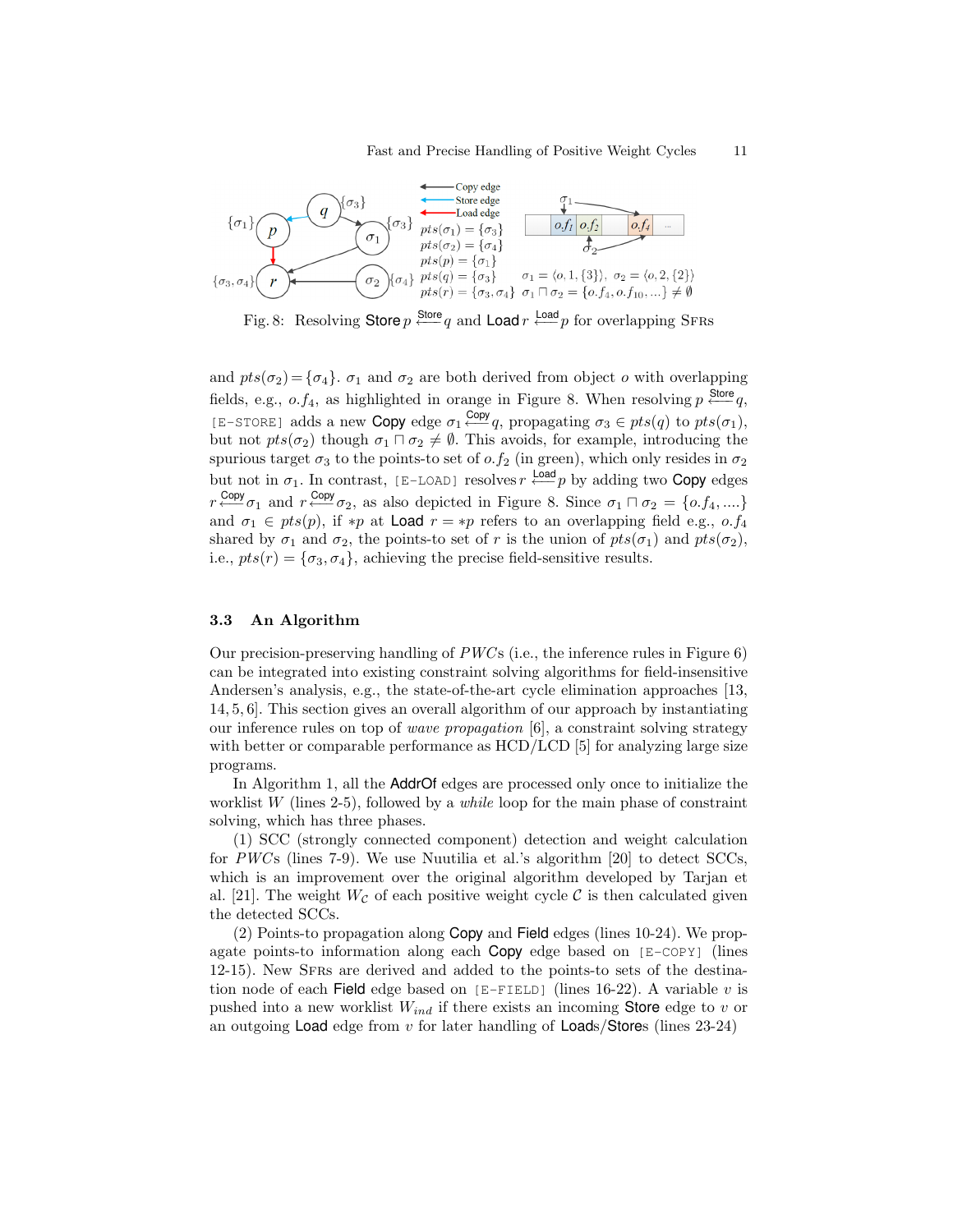Fig. 8: Resolving Store $p \xleftarrow{\text{Store}} q$ and Load $r \xleftarrow{\text{Load}} p$ for overlapping SFRs

and $pts(\sigma_2) = \{\sigma_4\}$. $\sigma_1$ and $\sigma_2$ are both derived from object $o$ with overlapping fields, e.g., $o.f_4$, as highlighted in orange in Figure 8. When resolving $p \xleftarrow{\text{Store}} q$, [E-STORE] adds a new Copy edge $\sigma_1 \xleftarrow{\text{Copy}} q$, propagating $\sigma_3 \in pts(q)$ to $pts(\sigma_1)$, but not $pts(\sigma_2)$ though $\sigma_1 \sqcap \sigma_2 \neq \emptyset$. This avoids, for example, introducing the spurious target $\sigma_3$ to the points-to set of $o.f_2$ (in green), which only resides in $\sigma_2$ but not in $\sigma_1$. In contrast, [E-LOAD] resolves $r \xleftarrow{\text{Load}} p$ by adding two Copy edges $r \xleftarrow{\text{Copy}} \sigma_1$ and $r \xleftarrow{\text{Copy}} \sigma_2$, as also depicted in Figure 8. Since $\sigma_1 \sqcap \sigma_2 = \{o.f_4, ....\}$ and $\sigma_1 \in pts(p)$, if $*p$ at Load $r = *p$ refers to an overlapping field e.g., $o.f_4$ shared by $\sigma_1$ and $\sigma_2$, the points-to set of $r$ is the union of $pts(\sigma_1)$ and $pts(\sigma_2)$, i.e., $pts(r) = \{\sigma_3, \sigma_4\}$, achieving the precise field-sensitive results.

### 3.3 An Algorithm

Our precision-preserving handling of *PWC*s (i.e., the inference rules in Figure 6) can be integrated into existing constraint solving algorithms for field-insensitive Andersen's analysis, e.g., the state-of-the-art cycle elimination approaches [13, 14, 5, 6]. This section gives an overall algorithm of our approach by instantiating our inference rules on top of *wave propagation* [6], a constraint solving strategy with better or comparable performance as HCD/LCD [5] for analyzing large size programs.

In Algorithm 1, all the AddrOf edges are processed only once to initialize the worklist $W$ (lines 2-5), followed by a *while* loop for the main phase of constraint solving, which has three phases.

(1) SCC (strongly connected component) detection and weight calculation for *PWC*s (lines 7-9). We use Nuutila et al.'s algorithm [20] to detect SCCs, which is an improvement over the original algorithm developed by Tarjan et al. [21]. The weight $W_{\mathcal{C}}$ of each positive weight cycle $\mathcal{C}$ is then calculated given the detected SCCs.

(2) Points-to propagation along Copy and Field edges (lines 10-24). We propagate points-to information along each Copy edge based on [E-COPY] (lines 12-15). New SFRs are derived and added to the points-to sets of the destination node of each Field edge based on [E-FIELD] (lines 16-22). A variable $v$ is pushed into a new worklist $W_{ind}$ if there exists an incoming Store edge to $v$ or an outgoing Load edge from $v$ for later handling of Loads/Stores (lines 23-24)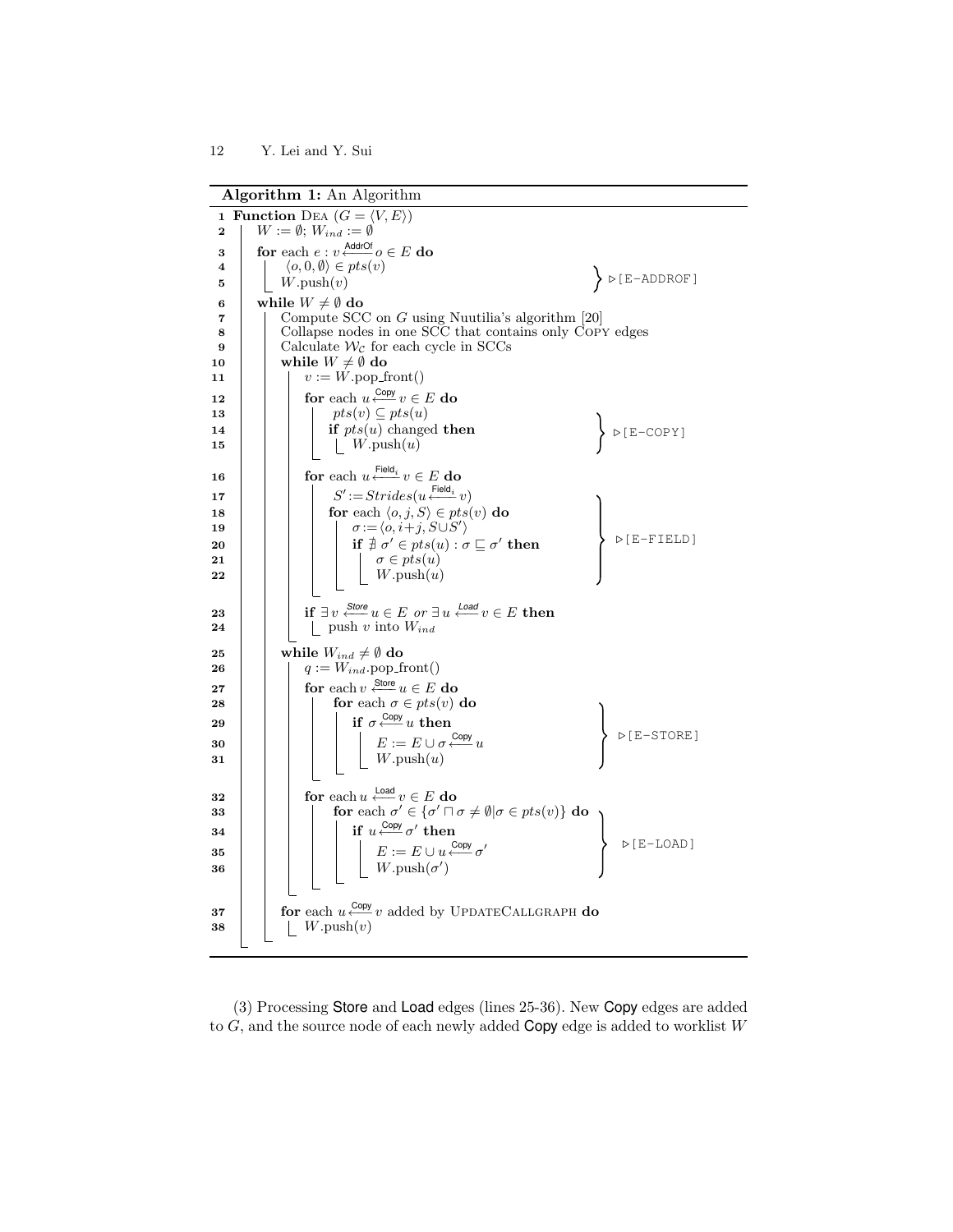**Algorithm 1:** An Algorithm

```
1  Function DEA (G = ⟨V, E⟩)
2      W := ∅; W_ind := ∅
3      for each e : v <-AddrOf- o ∈ E do
4          ⟨o, 0, ∅⟩ ∈ pts(v)                                  } ▷[E-ADDROF]
5          W.push(v)
6      while W ≠ ∅ do
7          Compute SCC on G using Nuutilia's algorithm [20]
8          Collapse nodes in one SCC that contains only COPY edges
9          Calculate W_C for each cycle in SCCs
10         while W ≠ ∅ do
11             v := W.pop_front()
12             for each u <-Copy- v ∈ E do
13                 pts(v) ⊆ pts(u)                               } ▷[E-COPY]
14                 if pts(u) changed then
15                     W.push(u)
16             for each u <-Field_i- v ∈ E do
17                 S' := Strides(u <-Field_i- v)
18                 for each ⟨o, j, S⟩ ∈ pts(v) do
19                     σ := ⟨o, i+j, S∪S'⟩                        } ▷[E-FIELD]
20                     if ∄ σ' ∈ pts(u) : σ ⊑ σ' then
21                         σ ∈ pts(u)
22                         W.push(u)
23             if ∃ v <-Store- u ∈ E or ∃ u <-Load- v ∈ E then
24                 push v into W_ind
25         while W_ind ≠ ∅ do
26             q := W_ind.pop_front()
27             for each v <-Store- u ∈ E do
28                 for each σ ∈ pts(v) do
29                     if σ <-Copy- u then                        } ▷[E-STORE]
30                         E := E ∪ σ <-Copy- u
31                         W.push(u)
32             for each u <-Load- v ∈ E do
33                 for each σ' ∈ {σ' ⊓ σ ≠ ∅ | σ ∈ pts(v)} do
34                     if u <-Copy- σ' then                       } ▷[E-LOAD]
35                         E := E ∪ u <-Copy- σ'
36                         W.push(σ')
37         for each u <-Copy- v added by UPDATECALLGRAPH do
38             W.push(v)
```

(3) Processing Store and Load edges (lines 25-36). New Copy edges are added to $G$, and the source node of each newly added Copy edge is added to worklist $W$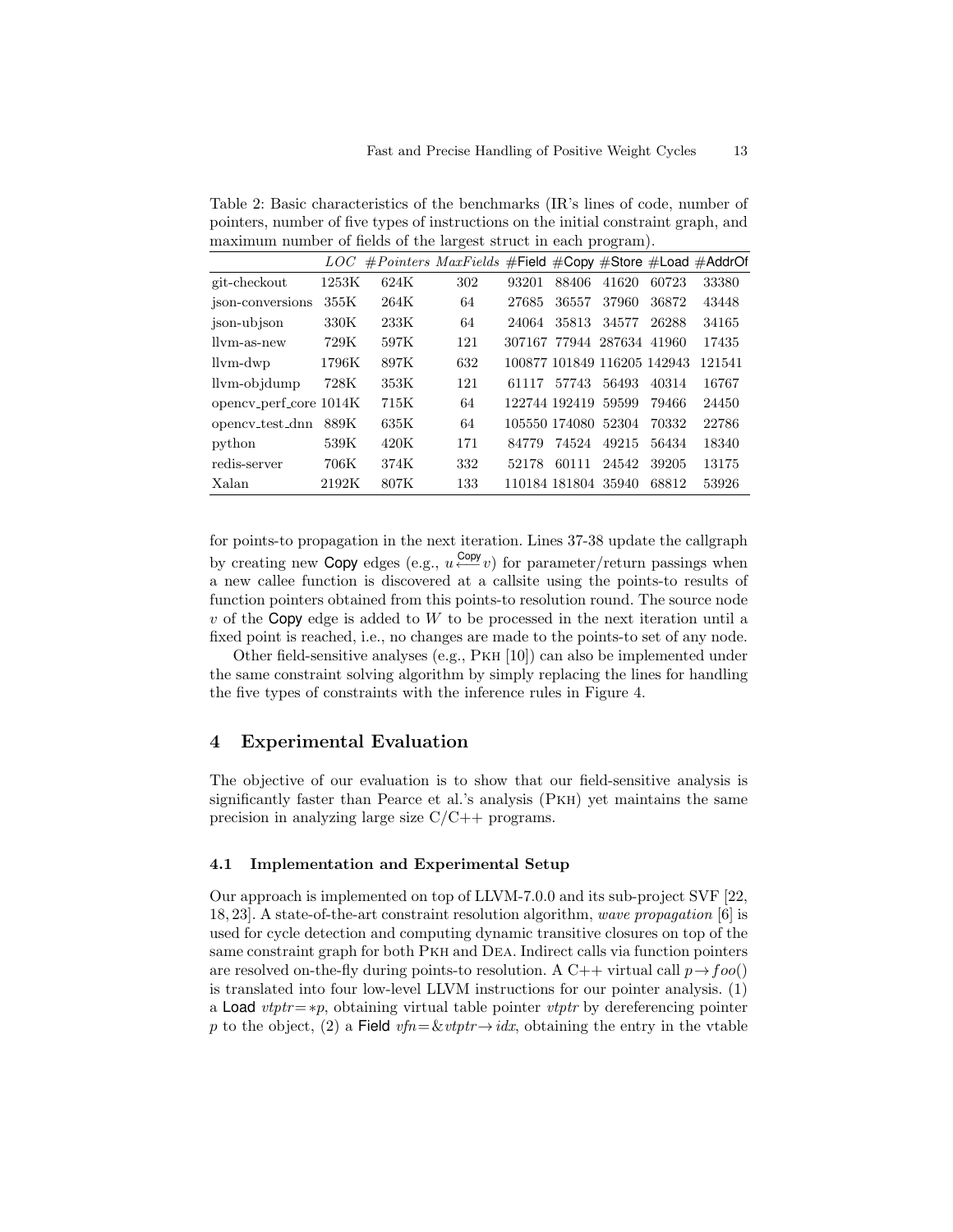Table 2: Basic characteristics of the benchmarks (IR's lines of code, number of pointers, number of five types of instructions on the initial constraint graph, and maximum number of fields of the largest struct in each program).

| | *LOC* | *#Pointers* | *MaxFields* | #Field | #Copy | #Store | #Load | #AddrOf |
|---|---|---|---|---|---|---|---|---|
| git-checkout | 1253K | 624K | 302 | 93201 | 88406 | 41620 | 60723 | 33380 |
| json-conversions | 355K | 264K | 64 | 27685 | 36557 | 37960 | 36872 | 43448 |
| json-ubjson | 330K | 233K | 64 | 24064 | 35813 | 34577 | 26288 | 34165 |
| llvm-as-new | 729K | 597K | 121 | 307167 | 77944 | 287634 | 41960 | 17435 |
| llvm-dwp | 1796K | 897K | 632 | 100877 | 101849 | 116205 | 142943 | 121541 |
| llvm-objdump | 728K | 353K | 121 | 61117 | 57743 | 56493 | 40314 | 16767 |
| opencv_perf_core | 1014K | 715K | 64 | 122744 | 192419 | 59599 | 79466 | 24450 |
| opencv_test_dnn | 889K | 635K | 64 | 105550 | 174080 | 52304 | 70332 | 22786 |
| python | 539K | 420K | 171 | 84779 | 74524 | 49215 | 56434 | 18340 |
| redis-server | 706K | 374K | 332 | 52178 | 60111 | 24542 | 39205 | 13175 |
| Xalan | 2192K | 807K | 133 | 110184 | 181804 | 35940 | 68812 | 53926 |

for points-to propagation in the next iteration. Lines 37-38 update the callgraph by creating new Copy edges (e.g., $u \xleftarrow{\text{Copy}} v$) for parameter/return passings when a new callee function is discovered at a callsite using the points-to results of function pointers obtained from this points-to resolution round. The source node $v$ of the Copy edge is added to $W$ to be processed in the next iteration until a fixed point is reached, i.e., no changes are made to the points-to set of any node.

Other field-sensitive analyses (e.g., Pkh [10]) can also be implemented under the same constraint solving algorithm by simply replacing the lines for handling the five types of constraints with the inference rules in Figure 4.

## 4 Experimental Evaluation

The objective of our evaluation is to show that our field-sensitive analysis is significantly faster than Pearce et al.'s analysis (Pkh) yet maintains the same precision in analyzing large size C/C++ programs.

### 4.1 Implementation and Experimental Setup

Our approach is implemented on top of LLVM-7.0.0 and its sub-project SVF [22, 18, 23]. A state-of-the-art constraint resolution algorithm, *wave propagation* [6] is used for cycle detection and computing dynamic transitive closures on top of the same constraint graph for both Pkh and Dea. Indirect calls via function pointers are resolved on-the-fly during points-to resolution. A C++ virtual call $p \rightarrow foo()$ is translated into four low-level LLVM instructions for our pointer analysis. (1) a Load $vtptr = *p$, obtaining virtual table pointer $vtptr$ by dereferencing pointer $p$ to the object, (2) a Field $vfn = \&vtptr \rightarrow idx$, obtaining the entry in the vtable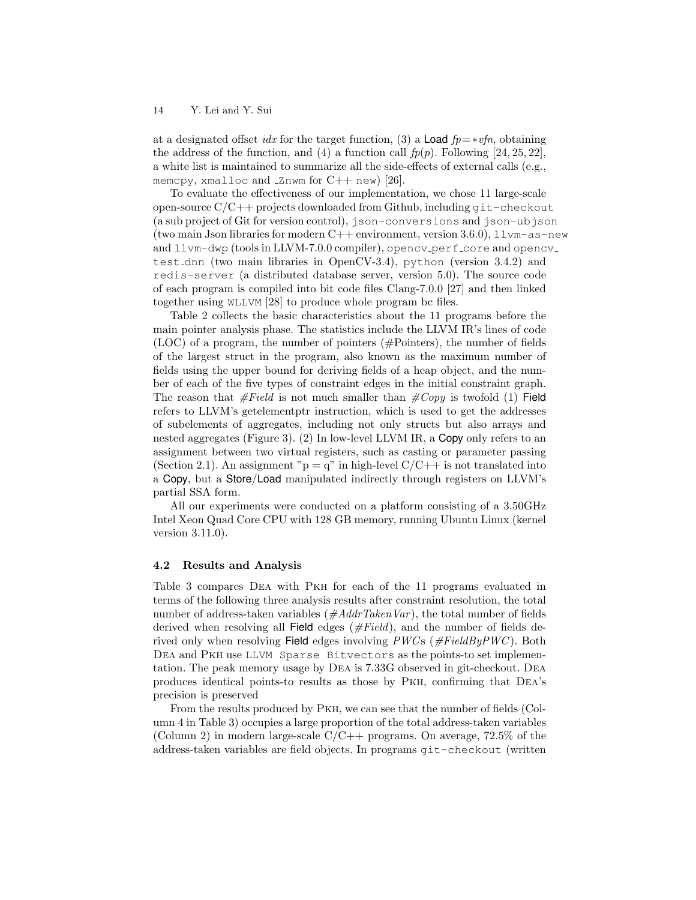at a designated offset *idx* for the target function, (3) a **Load** $fp = *vfn$, obtaining the address of the function, and (4) a function call $fp(p)$. Following [24, 25, 22], a white list is maintained to summarize all the side-effects of external calls (e.g., `memcpy`, `xmalloc` and `_Znwm` for C++ `new`) [26].

To evaluate the effectiveness of our implementation, we chose 11 large-scale open-source C/C++ projects downloaded from Github, including `git-checkout` (a sub project of Git for version control), `json-conversions` and `json-ubjson` (two main Json libraries for modern C++ environment, version 3.6.0), `llvm-as-new` and `llvm-dwp` (tools in LLVM-7.0.0 compiler), `opencv_perf_core` and `opencv_test_dnn` (two main libraries in OpenCV-3.4), `python` (version 3.4.2) and `redis-server` (a distributed database server, version 5.0). The source code of each program is compiled into bit code files Clang-7.0.0 [27] and then linked together using `WLLVM` [28] to produce whole program bc files.

Table 2 collects the basic characteristics about the 11 programs before the main pointer analysis phase. The statistics include the LLVM IR's lines of code (LOC) of a program, the number of pointers (#Pointers), the number of fields of the largest struct in the program, also known as the maximum number of fields using the upper bound for deriving fields of a heap object, and the number of each of the five types of constraint edges in the initial constraint graph. The reason that *#Field* is not much smaller than *#Copy* is twofold (1) **Field** refers to LLVM's getelementptr instruction, which is used to get the addresses of subelements of aggregates, including not only structs but also arrays and nested aggregates (Figure 3). (2) In low-level LLVM IR, a **Copy** only refers to an assignment between two virtual registers, such as casting or parameter passing (Section 2.1). An assignment "p = q" in high-level C/C++ is not translated into a **Copy**, but a **Store**/**Load** manipulated indirectly through registers on LLVM's partial SSA form.

All our experiments were conducted on a platform consisting of a 3.50GHz Intel Xeon Quad Core CPU with 128 GB memory, running Ubuntu Linux (kernel version 3.11.0).

### 4.2 Results and Analysis

Table 3 compares Dea with Pkh for each of the 11 programs evaluated in terms of the following three analysis results after constraint resolution, the total number of address-taken variables (*#AddrTakenVar*), the total number of fields derived when resolving all **Field** edges (*#Field*), and the number of fields derived only when resolving **Field** edges involving *PWC*s (*#FieldByPWC*). Both Dea and Pkh use `LLVM Sparse Bitvectors` as the points-to set implementation. The peak memory usage by Dea is 7.33G observed in git-checkout. Dea produces identical points-to results as those by Pkh, confirming that Dea's precision is preserved

From the results produced by Pkh, we can see that the number of fields (Column 4 in Table 3) occupies a large proportion of the total address-taken variables (Column 2) in modern large-scale C/C++ programs. On average, 72.5% of the address-taken variables are field objects. In programs `git-checkout` (written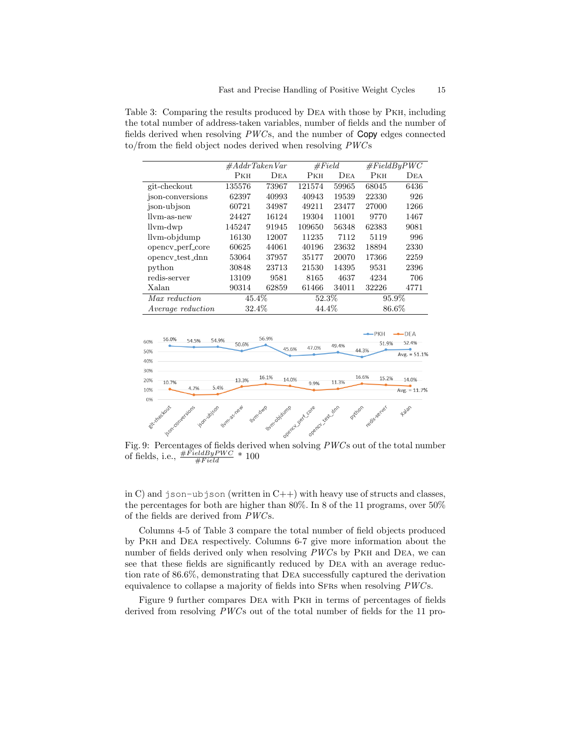Table 3: Comparing the results produced by DEA with those by PKH, including the total number of address-taken variables, number of fields and the number of fields derived when resolving $PWC$s, and the number of Copy edges connected to/from the field object nodes derived when resolving $PWC$s

| | *#AddrTakenVar* | | *#Field* | | *#FieldByPWC* | |
|---|---|---|---|---|---|---|
| | PKH | DEA | PKH | DEA | PKH | DEA |
| git-checkout | 135576 | 73967 | 121574 | 59965 | 68045 | 6436 |
| json-conversions | 62397 | 40993 | 40943 | 19539 | 22330 | 926 |
| json-ubjson | 60721 | 34987 | 49211 | 23477 | 27000 | 1266 |
| llvm-as-new | 24427 | 16124 | 19304 | 11001 | 9770 | 1467 |
| llvm-dwp | 145247 | 91945 | 109650 | 56348 | 62383 | 9081 |
| llvm-objdump | 16130 | 12007 | 11235 | 7112 | 5119 | 996 |
| opencv_perf_core | 60625 | 44061 | 40196 | 23632 | 18894 | 2330 |
| opencv_test_dnn | 53064 | 37957 | 35177 | 20070 | 17366 | 2259 |
| python | 30848 | 23713 | 21530 | 14395 | 9531 | 2396 |
| redis-server | 13109 | 9581 | 8165 | 4637 | 4234 | 706 |
| Xalan | 90314 | 62859 | 61466 | 34011 | 32226 | 4771 |
| *Max reduction* | 45.4% | | 52.3% | | 95.9% | |
| *Average reduction* | 32.4% | | 44.4% | | 86.6% | |

Fig. 9: Percentages of fields derived when solving $PWC$s out of the total number of fields, i.e., $\frac{\#FieldByPWC}{\#Field} * 100$

in C) and json-ubjson (written in C++) with heavy use of structs and classes, the percentages for both are higher than 80%. In 8 of the 11 programs, over 50% of the fields are derived from $PWC$s.

Columns 4-5 of Table 3 compare the total number of field objects produced by PKH and DEA respectively. Columns 6-7 give more information about the number of fields derived only when resolving $PWC$s by PKH and DEA, we can see that these fields are significantly reduced by DEA with an average reduction rate of 86.6%, demonstrating that DEA successfully captured the derivation equivalence to collapse a majority of fields into SFRs when resolving $PWC$s.

Figure 9 further compares DEA with PKH in terms of percentages of fields derived from resolving $PWC$s out of the total number of fields for the 11 pro-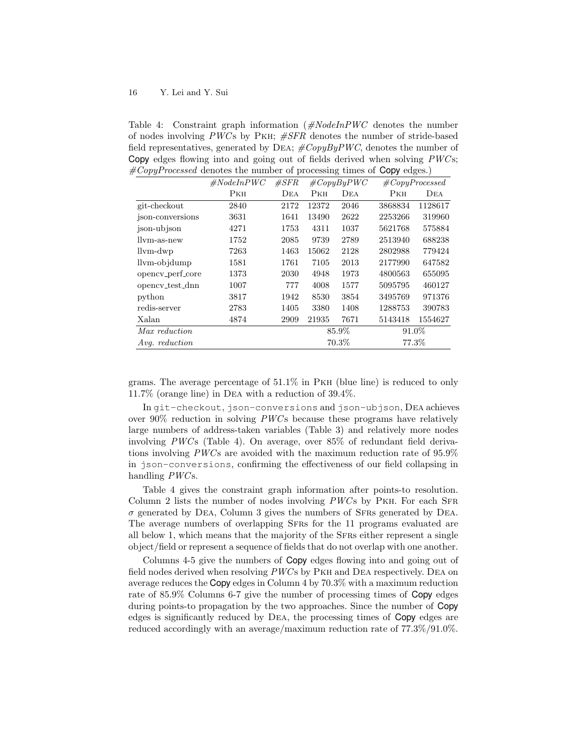Table 4: Constraint graph information (*#NodeInPWC* denotes the number of nodes involving *PWC*s by PKH; *#SFR* denotes the number of stride-based field representatives, generated by DEA; *#CopyByPWC*, denotes the number of Copy edges flowing into and going out of fields derived when solving *PWC*s; *#CopyProcessed* denotes the number of processing times of Copy edges.)

| | *#NodeInPWC* | *#SFR* | *#CopyByPWC* | | *#CopyProcessed* | |
|---|---|---|---|---|---|---|
| | PKH | DEA | PKH | DEA | PKH | DEA |
| git-checkout | 2840 | 2172 | 12372 | 2046 | 3868834 | 1128617 |
| json-conversions | 3631 | 1641 | 13490 | 2622 | 2253266 | 319960 |
| json-ubjson | 4271 | 1753 | 4311 | 1037 | 5621768 | 575884 |
| llvm-as-new | 1752 | 2085 | 9739 | 2789 | 2513940 | 688238 |
| llvm-dwp | 7263 | 1463 | 15062 | 2128 | 2802988 | 779424 |
| llvm-objdump | 1581 | 1761 | 7105 | 2013 | 2177990 | 647582 |
| opencv_perf_core | 1373 | 2030 | 4948 | 1973 | 4800563 | 655095 |
| opencv_test_dnn | 1007 | 777 | 4008 | 1577 | 5095795 | 460127 |
| python | 3817 | 1942 | 8530 | 3854 | 3495769 | 971376 |
| redis-server | 2783 | 1405 | 3380 | 1408 | 1288753 | 390783 |
| Xalan | 4874 | 2909 | 21935 | 7671 | 5143418 | 1554627 |
| *Max reduction* | | | 85.9% | | 91.0% | |
| *Avg. reduction* | | | 70.3% | | 77.3% | |

grams. The average percentage of 51.1% in PKH (blue line) is reduced to only 11.7% (orange line) in DEA with a reduction of 39.4%.

In `git-checkout`, `json-conversions` and `json-ubjson`, DEA achieves over 90% reduction in solving *PWC*s because these programs have relatively large numbers of address-taken variables (Table 3) and relatively more nodes involving *PWC*s (Table 4). On average, over 85% of redundant field derivations involving *PWC*s are avoided with the maximum reduction rate of 95.9% in `json-conversions`, confirming the effectiveness of our field collapsing in handling *PWC*s.

Table 4 gives the constraint graph information after points-to resolution. Column 2 lists the number of nodes involving *PWC*s by PKH. For each SFR $\sigma$ generated by DEA, Column 3 gives the numbers of SFRs generated by DEA. The average numbers of overlapping SFRs for the 11 programs evaluated are all below 1, which means that the majority of the SFRs either represent a single object/field or represent a sequence of fields that do not overlap with one another.

Columns 4-5 give the numbers of Copy edges flowing into and going out of field nodes derived when resolving *PWC*s by PKH and DEA respectively. DEA on average reduces the Copy edges in Column 4 by 70.3% with a maximum reduction rate of 85.9% Columns 6-7 give the number of processing times of Copy edges during points-to propagation by the two approaches. Since the number of Copy edges is significantly reduced by DEA, the processing times of Copy edges are reduced accordingly with an average/maximum reduction rate of 77.3%/91.0%.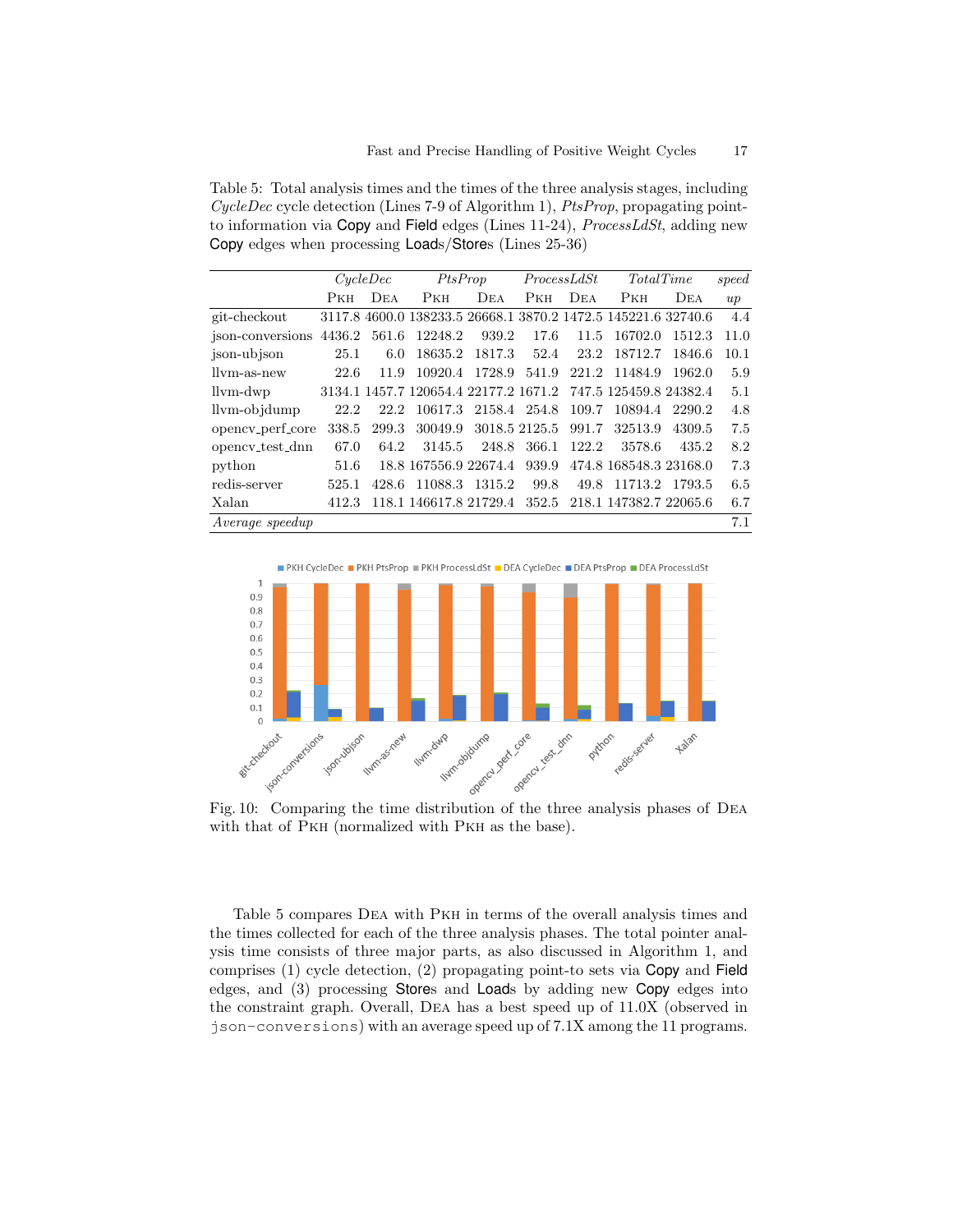Table 5: Total analysis times and the times of the three analysis stages, including *CycleDec* cycle detection (Lines 7-9 of Algorithm 1), *PtsProp*, propagating point-to information via Copy and Field edges (Lines 11-24), *ProcessLdSt*, adding new Copy edges when processing Loads/Stores (Lines 25-36)

| | *CycleDec* | | *PtsProp* | | *ProcessLdSt* | | *TotalTime* | | *speed* |
|---|---|---|---|---|---|---|---|---|---|
| | PKH | DEA | PKH | DEA | PKH | DEA | PKH | DEA | *up* |
| git-checkout | 3117.8 | 4600.0 | 138233.5 | 26668.1 | 3870.2 | 1472.5 | 145221.6 | 32740.6 | 4.4 |
| json-conversions | 4436.2 | 561.6 | 12248.2 | 939.2 | 17.6 | 11.5 | 16702.0 | 1512.3 | 11.0 |
| json-ubjson | 25.1 | 6.0 | 18635.2 | 1817.3 | 52.4 | 23.2 | 18712.7 | 1846.6 | 10.1 |
| llvm-as-new | 22.6 | 11.9 | 10920.4 | 1728.9 | 541.9 | 221.2 | 11484.9 | 1962.0 | 5.9 |
| llvm-dwp | 3134.1 | 1457.7 | 120654.4 | 22177.2 | 1671.2 | 747.5 | 125459.8 | 24382.4 | 5.1 |
| llvm-objdump | 22.2 | 22.2 | 10617.3 | 2158.4 | 254.8 | 109.7 | 10894.4 | 2290.2 | 4.8 |
| opencv_perf_core | 338.5 | 299.3 | 30049.9 | 3018.5 | 2125.5 | 991.7 | 32513.9 | 4309.5 | 7.5 |
| opencv_test_dnn | 67.0 | 64.2 | 3145.5 | 248.8 | 366.1 | 122.2 | 3578.6 | 435.2 | 8.2 |
| python | 51.6 | 18.8 | 167556.9 | 22674.4 | 939.9 | 474.8 | 168548.3 | 23168.0 | 7.3 |
| redis-server | 525.1 | 428.6 | 11088.3 | 1315.2 | 99.8 | 49.8 | 11713.2 | 1793.5 | 6.5 |
| Xalan | 412.3 | 118.1 | 146617.8 | 21729.4 | 352.5 | 218.1 | 147382.7 | 22065.6 | 6.7 |
| *Average speedup* | | | | | | | | | 7.1 |

Fig. 10: Comparing the time distribution of the three analysis phases of DEA with that of PKH (normalized with PKH as the base).

Table 5 compares DEA with PKH in terms of the overall analysis times and the times collected for each of the three analysis phases. The total pointer analysis time consists of three major parts, as also discussed in Algorithm 1, and comprises (1) cycle detection, (2) propagating point-to sets via Copy and Field edges, and (3) processing Stores and Loads by adding new Copy edges into the constraint graph. Overall, DEA has a best speed up of 11.0X (observed in `json-conversions`) with an average speed up of 7.1X among the 11 programs.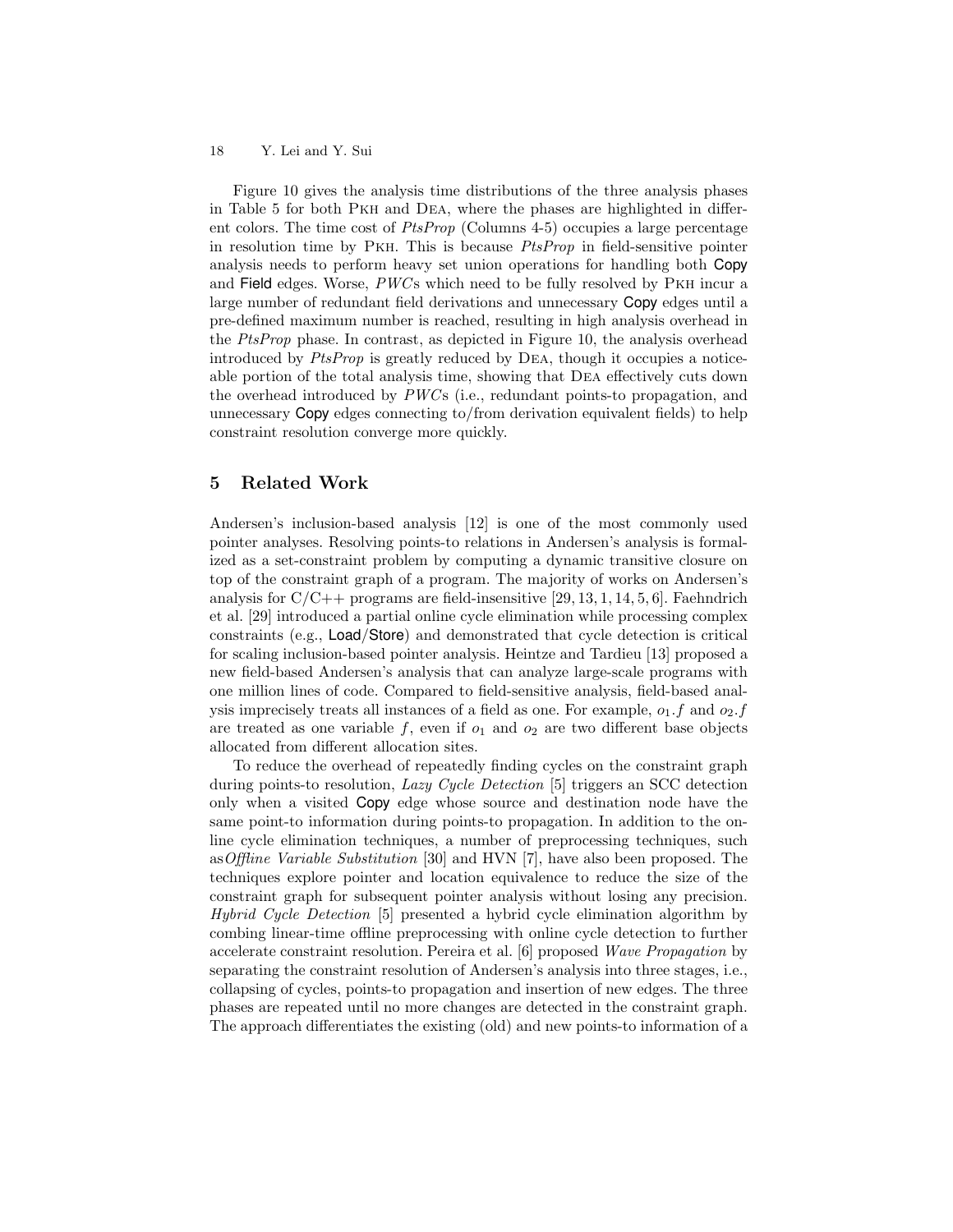Figure 10 gives the analysis time distributions of the three analysis phases in Table 5 for both Pkh and Dea, where the phases are highlighted in different colors. The time cost of *PtsProp* (Columns 4-5) occupies a large percentage in resolution time by Pkh. This is because *PtsProp* in field-sensitive pointer analysis needs to perform heavy set union operations for handling both Copy and Field edges. Worse, *PWC*s which need to be fully resolved by Pkh incur a large number of redundant field derivations and unnecessary Copy edges until a pre-defined maximum number is reached, resulting in high analysis overhead in the *PtsProp* phase. In contrast, as depicted in Figure 10, the analysis overhead introduced by *PtsProp* is greatly reduced by Dea, though it occupies a noticeable portion of the total analysis time, showing that Dea effectively cuts down the overhead introduced by *PWC*s (i.e., redundant points-to propagation, and unnecessary Copy edges connecting to/from derivation equivalent fields) to help constraint resolution converge more quickly.

## 5 Related Work

Andersen's inclusion-based analysis [12] is one of the most commonly used pointer analyses. Resolving points-to relations in Andersen's analysis is formalized as a set-constraint problem by computing a dynamic transitive closure on top of the constraint graph of a program. The majority of works on Andersen's analysis for C/C++ programs are field-insensitive [29, 13, 1, 14, 5, 6]. Faehndrich et al. [29] introduced a partial online cycle elimination while processing complex constraints (e.g., Load/Store) and demonstrated that cycle detection is critical for scaling inclusion-based pointer analysis. Heintze and Tardieu [13] proposed a new field-based Andersen's analysis that can analyze large-scale programs with one million lines of code. Compared to field-sensitive analysis, field-based analysis imprecisely treats all instances of a field as one. For example, $o_1.f$ and $o_2.f$ are treated as one variable $f$, even if $o_1$ and $o_2$ are two different base objects allocated from different allocation sites.

To reduce the overhead of repeatedly finding cycles on the constraint graph during points-to resolution, *Lazy Cycle Detection* [5] triggers an SCC detection only when a visited Copy edge whose source and destination node have the same point-to information during points-to propagation. In addition to the online cycle elimination techniques, a number of preprocessing techniques, such as*Offline Variable Substitution* [30] and HVN [7], have also been proposed. The techniques explore pointer and location equivalence to reduce the size of the constraint graph for subsequent pointer analysis without losing any precision. *Hybrid Cycle Detection* [5] presented a hybrid cycle elimination algorithm by combing linear-time offline preprocessing with online cycle detection to further accelerate constraint resolution. Pereira et al. [6] proposed *Wave Propagation* by separating the constraint resolution of Andersen's analysis into three stages, i.e., collapsing of cycles, points-to propagation and insertion of new edges. The three phases are repeated until no more changes are detected in the constraint graph. The approach differentiates the existing (old) and new points-to information of a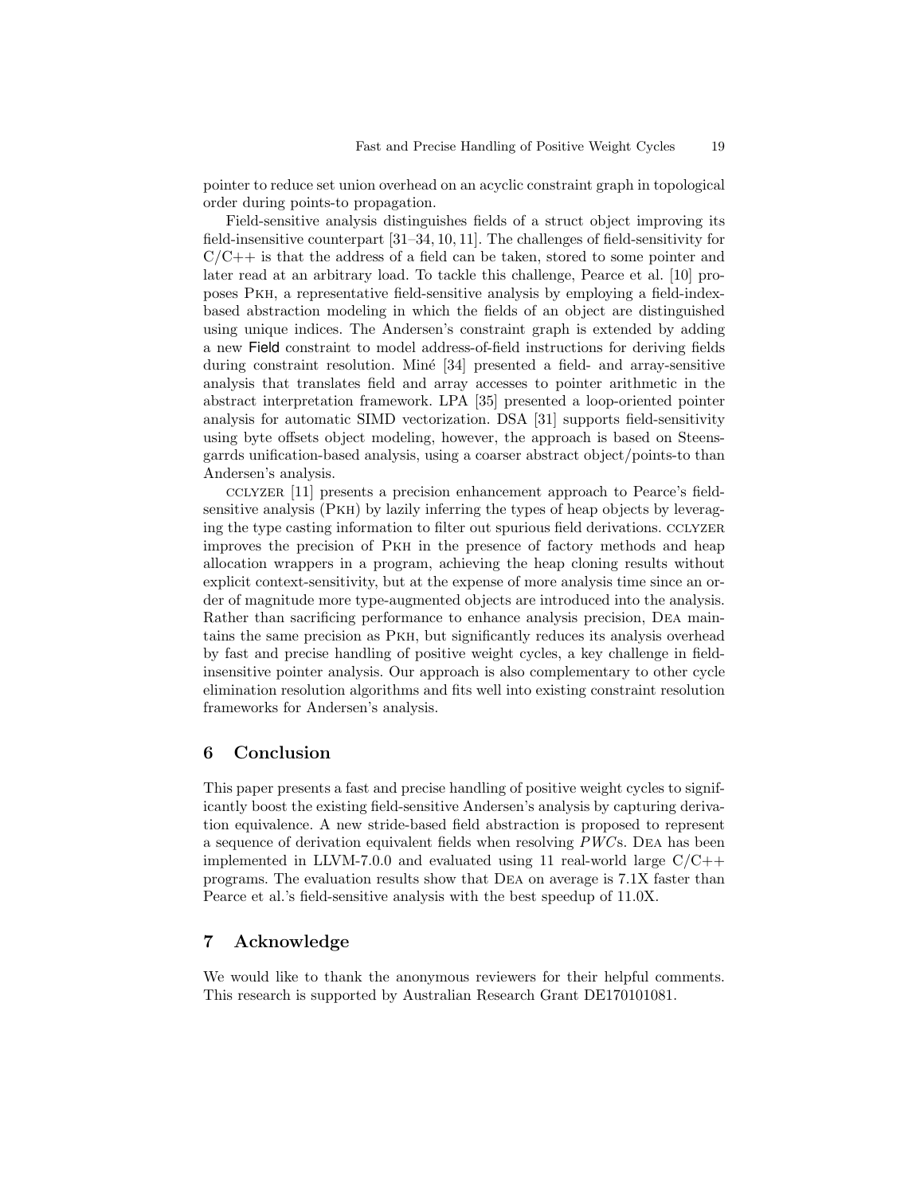pointer to reduce set union overhead on an acyclic constraint graph in topological order during points-to propagation.

Field-sensitive analysis distinguishes fields of a struct object improving its field-insensitive counterpart [31–34, 10, 11]. The challenges of field-sensitivity for C/C++ is that the address of a field can be taken, stored to some pointer and later read at an arbitrary load. To tackle this challenge, Pearce et al. [10] proposes PKH, a representative field-sensitive analysis by employing a field-index-based abstraction modeling in which the fields of an object are distinguished using unique indices. The Andersen's constraint graph is extended by adding a new Field constraint to model address-of-field instructions for deriving fields during constraint resolution. Miné [34] presented a field- and array-sensitive analysis that translates field and array accesses to pointer arithmetic in the abstract interpretation framework. LPA [35] presented a loop-oriented pointer analysis for automatic SIMD vectorization. DSA [31] supports field-sensitivity using byte offsets object modeling, however, the approach is based on Steensgarrds unification-based analysis, using a coarser abstract object/points-to than Andersen's analysis.

CCLYZER [11] presents a precision enhancement approach to Pearce's field-sensitive analysis (PKH) by lazily inferring the types of heap objects by leveraging the type casting information to filter out spurious field derivations. CCLYZER improves the precision of PKH in the presence of factory methods and heap allocation wrappers in a program, achieving the heap cloning results without explicit context-sensitivity, but at the expense of more analysis time since an order of magnitude more type-augmented objects are introduced into the analysis. Rather than sacrificing performance to enhance analysis precision, DEA maintains the same precision as PKH, but significantly reduces its analysis overhead by fast and precise handling of positive weight cycles, a key challenge in field-insensitive pointer analysis. Our approach is also complementary to other cycle elimination resolution algorithms and fits well into existing constraint resolution frameworks for Andersen's analysis.

## 6 Conclusion

This paper presents a fast and precise handling of positive weight cycles to significantly boost the existing field-sensitive Andersen's analysis by capturing derivation equivalence. A new stride-based field abstraction is proposed to represent a sequence of derivation equivalent fields when resolving *PWC*s. DEA has been implemented in LLVM-7.0.0 and evaluated using 11 real-world large C/C++ programs. The evaluation results show that DEA on average is 7.1X faster than Pearce et al.'s field-sensitive analysis with the best speedup of 11.0X.

## 7 Acknowledge

We would like to thank the anonymous reviewers for their helpful comments. This research is supported by Australian Research Grant DE170101081.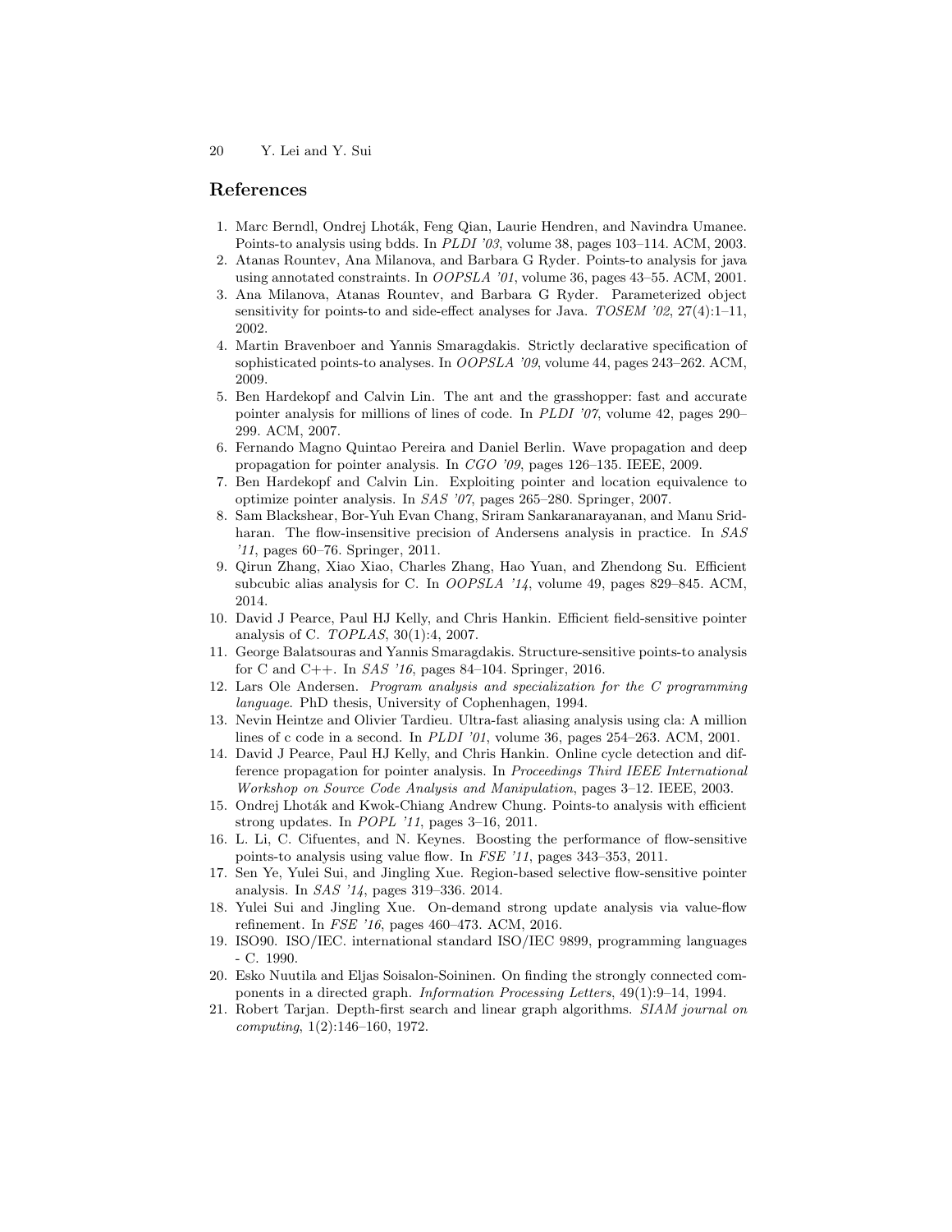## References

1. Marc Berndl, Ondrej Lhoták, Feng Qian, Laurie Hendren, and Navindra Umanee. Points-to analysis using bdds. In *PLDI '03*, volume 38, pages 103–114. ACM, 2003.
2. Atanas Rountev, Ana Milanova, and Barbara G Ryder. Points-to analysis for java using annotated constraints. In *OOPSLA '01*, volume 36, pages 43–55. ACM, 2001.
3. Ana Milanova, Atanas Rountev, and Barbara G Ryder. Parameterized object sensitivity for points-to and side-effect analyses for Java. *TOSEM '02*, 27(4):1–11, 2002.
4. Martin Bravenboer and Yannis Smaragdakis. Strictly declarative specification of sophisticated points-to analyses. In *OOPSLA '09*, volume 44, pages 243–262. ACM, 2009.
5. Ben Hardekopf and Calvin Lin. The ant and the grasshopper: fast and accurate pointer analysis for millions of lines of code. In *PLDI '07*, volume 42, pages 290–299. ACM, 2007.
6. Fernando Magno Quintao Pereira and Daniel Berlin. Wave propagation and deep propagation for pointer analysis. In *CGO '09*, pages 126–135. IEEE, 2009.
7. Ben Hardekopf and Calvin Lin. Exploiting pointer and location equivalence to optimize pointer analysis. In *SAS '07*, pages 265–280. Springer, 2007.
8. Sam Blackshear, Bor-Yuh Evan Chang, Sriram Sankaranarayanan, and Manu Sridharan. The flow-insensitive precision of Andersens analysis in practice. In *SAS '11*, pages 60–76. Springer, 2011.
9. Qirun Zhang, Xiao Xiao, Charles Zhang, Hao Yuan, and Zhendong Su. Efficient subcubic alias analysis for C. In *OOPSLA '14*, volume 49, pages 829–845. ACM, 2014.
10. David J Pearce, Paul HJ Kelly, and Chris Hankin. Efficient field-sensitive pointer analysis of C. *TOPLAS*, 30(1):4, 2007.
11. George Balatsouras and Yannis Smaragdakis. Structure-sensitive points-to analysis for C and C++. In *SAS '16*, pages 84–104. Springer, 2016.
12. Lars Ole Andersen. *Program analysis and specialization for the C programming language*. PhD thesis, University of Cophenhagen, 1994.
13. Nevin Heintze and Olivier Tardieu. Ultra-fast aliasing analysis using cla: A million lines of c code in a second. In *PLDI '01*, volume 36, pages 254–263. ACM, 2001.
14. David J Pearce, Paul HJ Kelly, and Chris Hankin. Online cycle detection and difference propagation for pointer analysis. In *Proceedings Third IEEE International Workshop on Source Code Analysis and Manipulation*, pages 3–12. IEEE, 2003.
15. Ondrej Lhoták and Kwok-Chiang Andrew Chung. Points-to analysis with efficient strong updates. In *POPL '11*, pages 3–16, 2011.
16. L. Li, C. Cifuentes, and N. Keynes. Boosting the performance of flow-sensitive points-to analysis using value flow. In *FSE '11*, pages 343–353, 2011.
17. Sen Ye, Yulei Sui, and Jingling Xue. Region-based selective flow-sensitive pointer analysis. In *SAS '14*, pages 319–336. 2014.
18. Yulei Sui and Jingling Xue. On-demand strong update analysis via value-flow refinement. In *FSE '16*, pages 460–473. ACM, 2016.
19. ISO90. ISO/IEC. international standard ISO/IEC 9899, programming languages - C. 1990.
20. Esko Nuutila and Eljas Soisalon-Soininen. On finding the strongly connected components in a directed graph. *Information Processing Letters*, 49(1):9–14, 1994.
21. Robert Tarjan. Depth-first search and linear graph algorithms. *SIAM journal on computing*, 1(2):146–160, 1972.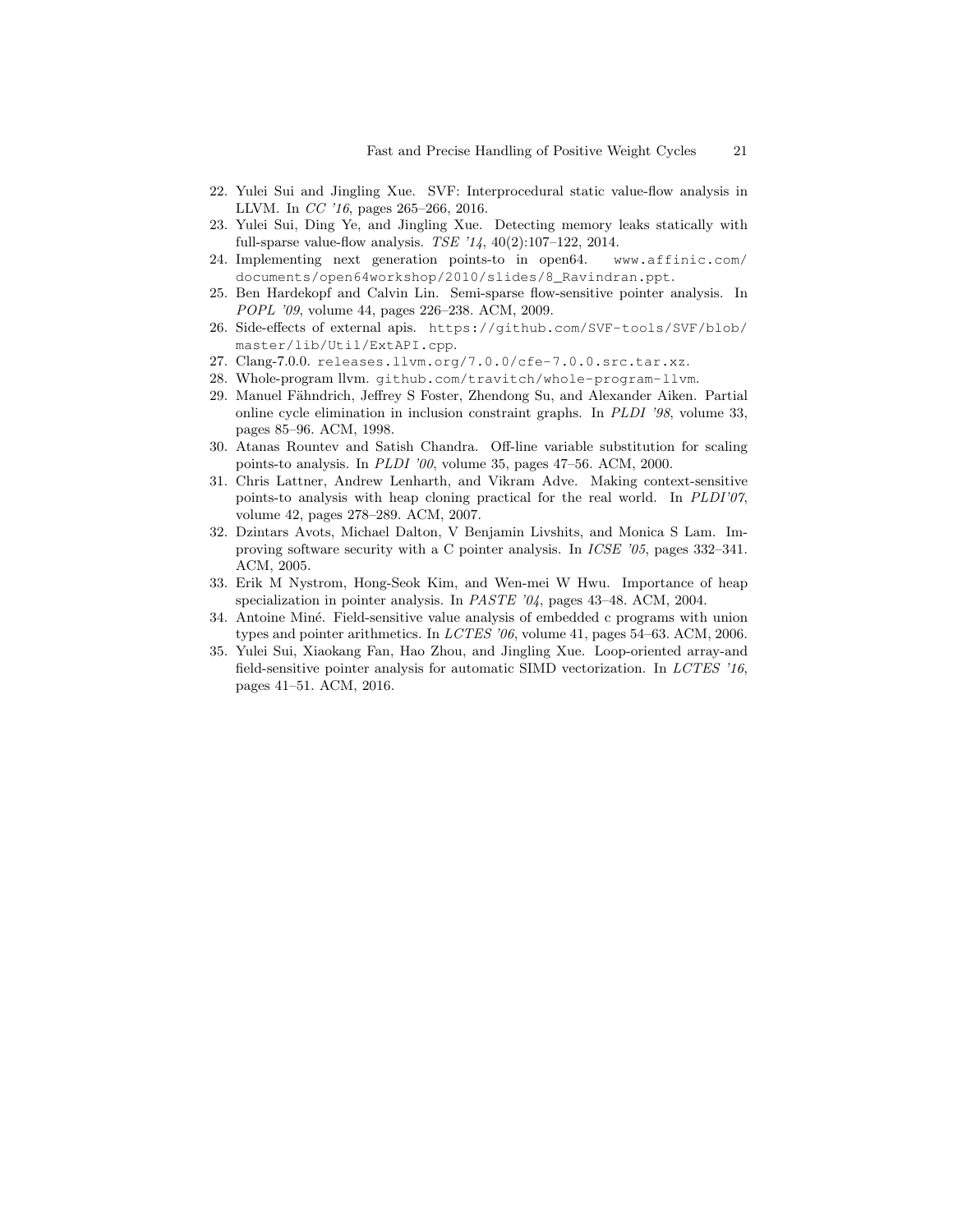22. Yulei Sui and Jingling Xue. SVF: Interprocedural static value-flow analysis in LLVM. In *CC '16*, pages 265–266, 2016.
23. Yulei Sui, Ding Ye, and Jingling Xue. Detecting memory leaks statically with full-sparse value-flow analysis. *TSE '14*, 40(2):107–122, 2014.
24. Implementing next generation points-to in open64. `www.affinic.com/documents/open64workshop/2010/slides/8_Ravindran.ppt`.
25. Ben Hardekopf and Calvin Lin. Semi-sparse flow-sensitive pointer analysis. In *POPL '09*, volume 44, pages 226–238. ACM, 2009.
26. Side-effects of external apis. `https://github.com/SVF-tools/SVF/blob/master/lib/Util/ExtAPI.cpp`.
27. Clang-7.0.0. `releases.llvm.org/7.0.0/cfe-7.0.0.src.tar.xz`.
28. Whole-program llvm. `github.com/travitch/whole-program-llvm`.
29. Manuel Fähndrich, Jeffrey S Foster, Zhendong Su, and Alexander Aiken. Partial online cycle elimination in inclusion constraint graphs. In *PLDI '98*, volume 33, pages 85–96. ACM, 1998.
30. Atanas Rountev and Satish Chandra. Off-line variable substitution for scaling points-to analysis. In *PLDI '00*, volume 35, pages 47–56. ACM, 2000.
31. Chris Lattner, Andrew Lenharth, and Vikram Adve. Making context-sensitive points-to analysis with heap cloning practical for the real world. In *PLDI'07*, volume 42, pages 278–289. ACM, 2007.
32. Dzintars Avots, Michael Dalton, V Benjamin Livshits, and Monica S Lam. Improving software security with a C pointer analysis. In *ICSE '05*, pages 332–341. ACM, 2005.
33. Erik M Nystrom, Hong-Seok Kim, and Wen-mei W Hwu. Importance of heap specialization in pointer analysis. In *PASTE '04*, pages 43–48. ACM, 2004.
34. Antoine Miné. Field-sensitive value analysis of embedded c programs with union types and pointer arithmetics. In *LCTES '06*, volume 41, pages 54–63. ACM, 2006.
35. Yulei Sui, Xiaokang Fan, Hao Zhou, and Jingling Xue. Loop-oriented array-and field-sensitive pointer analysis for automatic SIMD vectorization. In *LCTES '16*, pages 41–51. ACM, 2016.